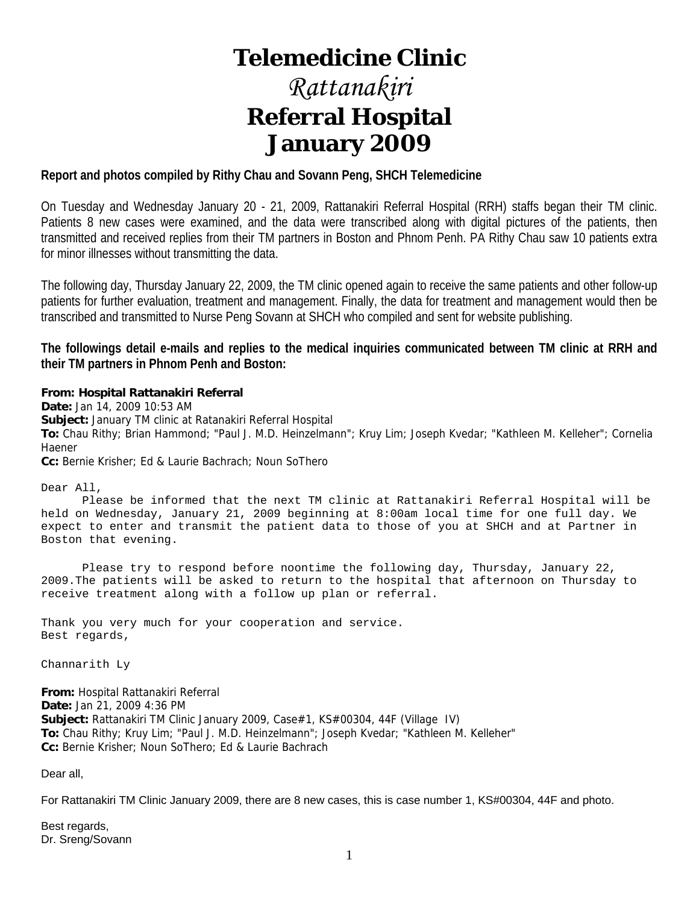# Telemedicine Clinic

# *Rattanakiri*

# Referral Hospital

# January 2009

**Report and photos compiled by Rithy Chau and Sovann Peng, SHCH Telemedicine**

On Tuesday and Wednesday January 20 - 21, 2009, Rattanakiri Referral Hospital (RRH) staffs began their TM clinic. Patients 8 new cases were examined, and the data were transcribed along with digital pictures of the patients, then transmitted and received replies from their TM partners in Boston and Phnom Penh. PA Rithy Chau saw 10 patients extra for minor illnesses without transmitting the data.

The following day, Thursday January 22, 2009, the TM clinic opened again to receive the same patients and other follow-up patients for further evaluation, treatment and management. Finally, the data for treatment and management would then be transcribed and transmitted to Nurse Peng Sovann at SHCH who compiled and sent for website publishing.

**The followings detail e-mails and replies to the medical inquiries communicated between TM clinic at RRH and their TM partners in Phnom Penh and Boston:**

**From: Hospital Rattanakiri Referral**
**Date:** Jan 14, 2009 10:53 AM
**Subject:** January TM clinic at Ratanakiri Referral Hospital
**To:** Chau Rithy; Brian Hammond; "Paul J. M.D. Heinzelmann"; Kruy Lim; Joseph Kvedar; "Kathleen M. Kelleher"; Cornelia Haener
**Cc:** Bernie Krisher; Ed & Laurie Bachrach; Noun SoThero

Dear All,

Please be informed that the next TM clinic at Rattanakiri Referral Hospital will be held on Wednesday, January 21, 2009 beginning at 8:00am local time for one full day. We expect to enter and transmit the patient data to those of you at SHCH and at Partner in Boston that evening.

Please try to respond before noontime the following day, Thursday, January 22, 2009.The patients will be asked to return to the hospital that afternoon on Thursday to receive treatment along with a follow up plan or referral.

Thank you very much for your cooperation and service.
Best regards,

Channarith Ly

**From:** Hospital Rattanakiri Referral
**Date:** Jan 21, 2009 4:36 PM
**Subject:** Rattanakiri TM Clinic January 2009, Case#1, KS#00304, 44F (Village IV)
**To:** Chau Rithy; Kruy Lim; "Paul J. M.D. Heinzelmann"; Joseph Kvedar; "Kathleen M. Kelleher"
**Cc:** Bernie Krisher; Noun SoThero; Ed & Laurie Bachrach

Dear all,

For Rattanakiri TM Clinic January 2009, there are 8 new cases, this is case number 1, KS#00304, 44F and photo.

Best regards,
Dr. Sreng/Sovann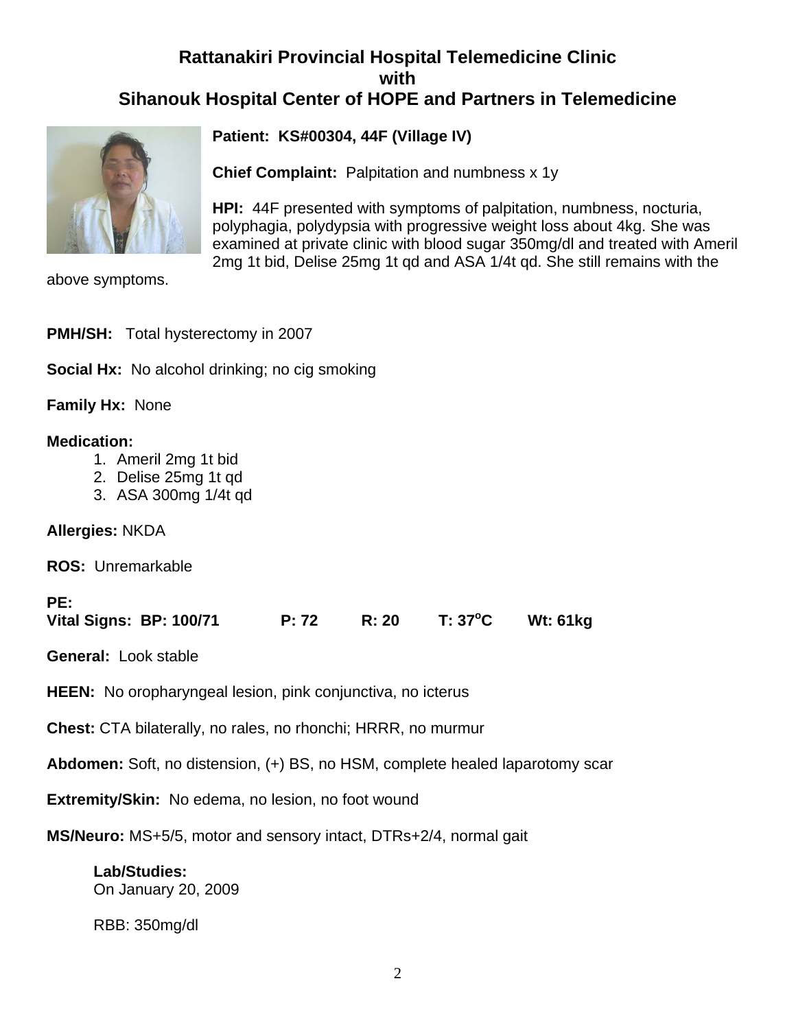# Rattanakiri Provincial Hospital Telemedicine Clinic with Sihanouk Hospital Center of HOPE and Partners in Telemedicine

**Patient: KS#00304, 44F (Village IV)**

**Chief Complaint:** Palpitation and numbness x 1y

**HPI:** 44F presented with symptoms of palpitation, numbness, nocturia, polyphagia, polydypsia with progressive weight loss about 4kg. She was examined at private clinic with blood sugar 350mg/dl and treated with Ameril 2mg 1t bid, Delise 25mg 1t qd and ASA 1/4t qd. She still remains with the above symptoms.

**PMH/SH:** Total hysterectomy in 2007

**Social Hx:** No alcohol drinking; no cig smoking

**Family Hx:** None

**Medication:**

1. Ameril 2mg 1t bid
2. Delise 25mg 1t qd
3. ASA 300mg 1/4t qd

**Allergies:** NKDA

**ROS:** Unremarkable

**PE:**

**Vital Signs: BP: 100/71 P: 72 R: 20 T: 37$^{o}$C Wt: 61kg**

**General:** Look stable

**HEEN:** No oropharyngeal lesion, pink conjunctiva, no icterus

**Chest:** CTA bilaterally, no rales, no rhonchi; HRRR, no murmur

**Abdomen:** Soft, no distension, (+) BS, no HSM, complete healed laparotomy scar

**Extremity/Skin:** No edema, no lesion, no foot wound

**MS/Neuro:** MS+5/5, motor and sensory intact, DTRs+2/4, normal gait

**Lab/Studies:**
On January 20, 2009

RBB: 350mg/dl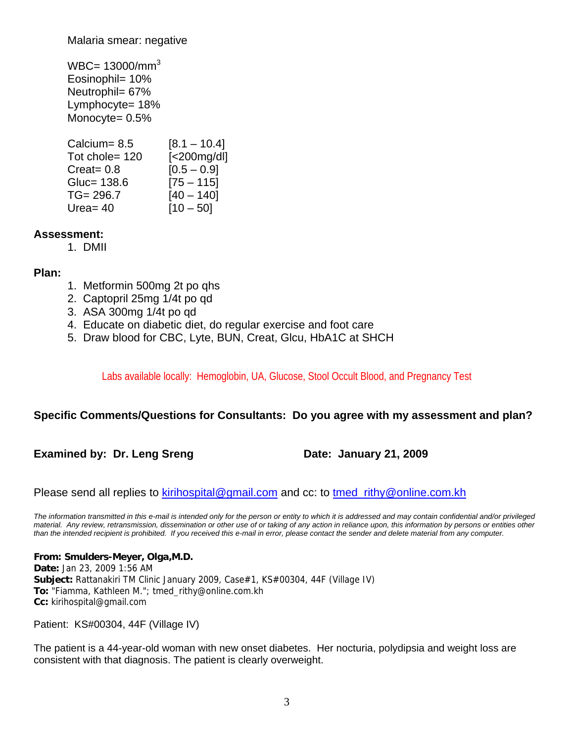Malaria smear: negative

WBC= 13000/mm$^3$
Eosinophil= 10%
Neutrophil= 67%
Lymphocyte= 18%
Monocyte= 0.5%

| | |
|---|---|
| Calcium= 8.5 | [8.1 – 10.4] |
| Tot chole= 120 | [<200mg/dl] |
| Creat= 0.8 | [0.5 – 0.9] |
| Gluc= 138.6 | [75 – 115] |
| TG= 296.7 | [40 – 140] |
| Urea= 40 | [10 – 50] |

**Assessment:**

1. DMII

**Plan:**

1. Metformin 500mg 2t po qhs
2. Captopril 25mg 1/4t po qd
3. ASA 300mg 1/4t po qd
4. Educate on diabetic diet, do regular exercise and foot care
5. Draw blood for CBC, Lyte, BUN, Creat, Glcu, HbA1C at SHCH

Labs available locally: Hemoglobin, UA, Glucose, Stool Occult Blood, and Pregnancy Test

**Specific Comments/Questions for Consultants: Do you agree with my assessment and plan?**

**Examined by: Dr. Leng Sreng** **Date: January 21, 2009**

Please send all replies to kirihospital@gmail.com and cc: to tmed_rithy@online.com.kh

*The information transmitted in this e-mail is intended only for the person or entity to which it is addressed and may contain confidential and/or privileged material. Any review, retransmission, dissemination or other use of or taking of any action in reliance upon, this information by persons or entities other than the intended recipient is prohibited. If you received this e-mail in error, please contact the sender and delete material from any computer.*

**From: Smulders-Meyer, Olga,M.D.**
**Date:** Jan 23, 2009 1:56 AM
**Subject:** Rattanakiri TM Clinic January 2009, Case#1, KS#00304, 44F (Village IV)
**To:** "Fiamma, Kathleen M."; tmed_rithy@online.com.kh
**Cc:** kirihospital@gmail.com

Patient: KS#00304, 44F (Village IV)

The patient is a 44-year-old woman with new onset diabetes. Her nocturia, polydipsia and weight loss are consistent with that diagnosis. The patient is clearly overweight.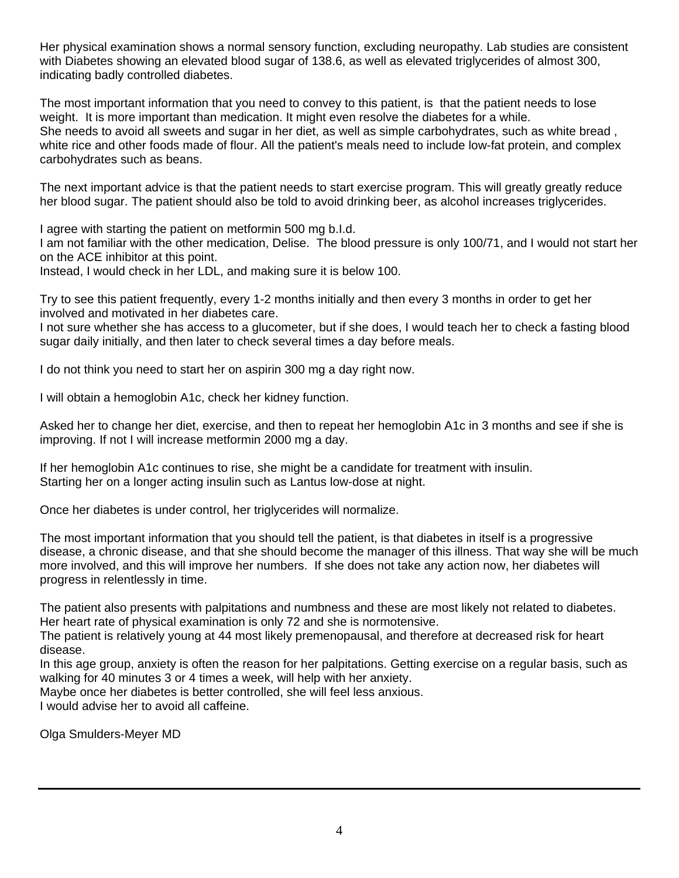Her physical examination shows a normal sensory function, excluding neuropathy. Lab studies are consistent with Diabetes showing an elevated blood sugar of 138.6, as well as elevated triglycerides of almost 300, indicating badly controlled diabetes.

The most important information that you need to convey to this patient, is that the patient needs to lose weight. It is more important than medication. It might even resolve the diabetes for a while.
She needs to avoid all sweets and sugar in her diet, as well as simple carbohydrates, such as white bread , white rice and other foods made of flour. All the patient's meals need to include low-fat protein, and complex carbohydrates such as beans.

The next important advice is that the patient needs to start exercise program. This will greatly greatly reduce her blood sugar. The patient should also be told to avoid drinking beer, as alcohol increases triglycerides.

I agree with starting the patient on metformin 500 mg b.I.d.
I am not familiar with the other medication, Delise. The blood pressure is only 100/71, and I would not start her on the ACE inhibitor at this point.
Instead, I would check in her LDL, and making sure it is below 100.

Try to see this patient frequently, every 1-2 months initially and then every 3 months in order to get her involved and motivated in her diabetes care.
I not sure whether she has access to a glucometer, but if she does, I would teach her to check a fasting blood sugar daily initially, and then later to check several times a day before meals.

I do not think you need to start her on aspirin 300 mg a day right now.

I will obtain a hemoglobin A1c, check her kidney function.

Asked her to change her diet, exercise, and then to repeat her hemoglobin A1c in 3 months and see if she is improving. If not I will increase metformin 2000 mg a day.

If her hemoglobin A1c continues to rise, she might be a candidate for treatment with insulin.
Starting her on a longer acting insulin such as Lantus low-dose at night.

Once her diabetes is under control, her triglycerides will normalize.

The most important information that you should tell the patient, is that diabetes in itself is a progressive disease, a chronic disease, and that she should become the manager of this illness. That way she will be much more involved, and this will improve her numbers. If she does not take any action now, her diabetes will progress in relentlessly in time.

The patient also presents with palpitations and numbness and these are most likely not related to diabetes.
Her heart rate of physical examination is only 72 and she is normotensive.
The patient is relatively young at 44 most likely premenopausal, and therefore at decreased risk for heart disease.
In this age group, anxiety is often the reason for her palpitations. Getting exercise on a regular basis, such as walking for 40 minutes 3 or 4 times a week, will help with her anxiety.
Maybe once her diabetes is better controlled, she will feel less anxious.
I would advise her to avoid all caffeine.

Olga Smulders-Meyer MD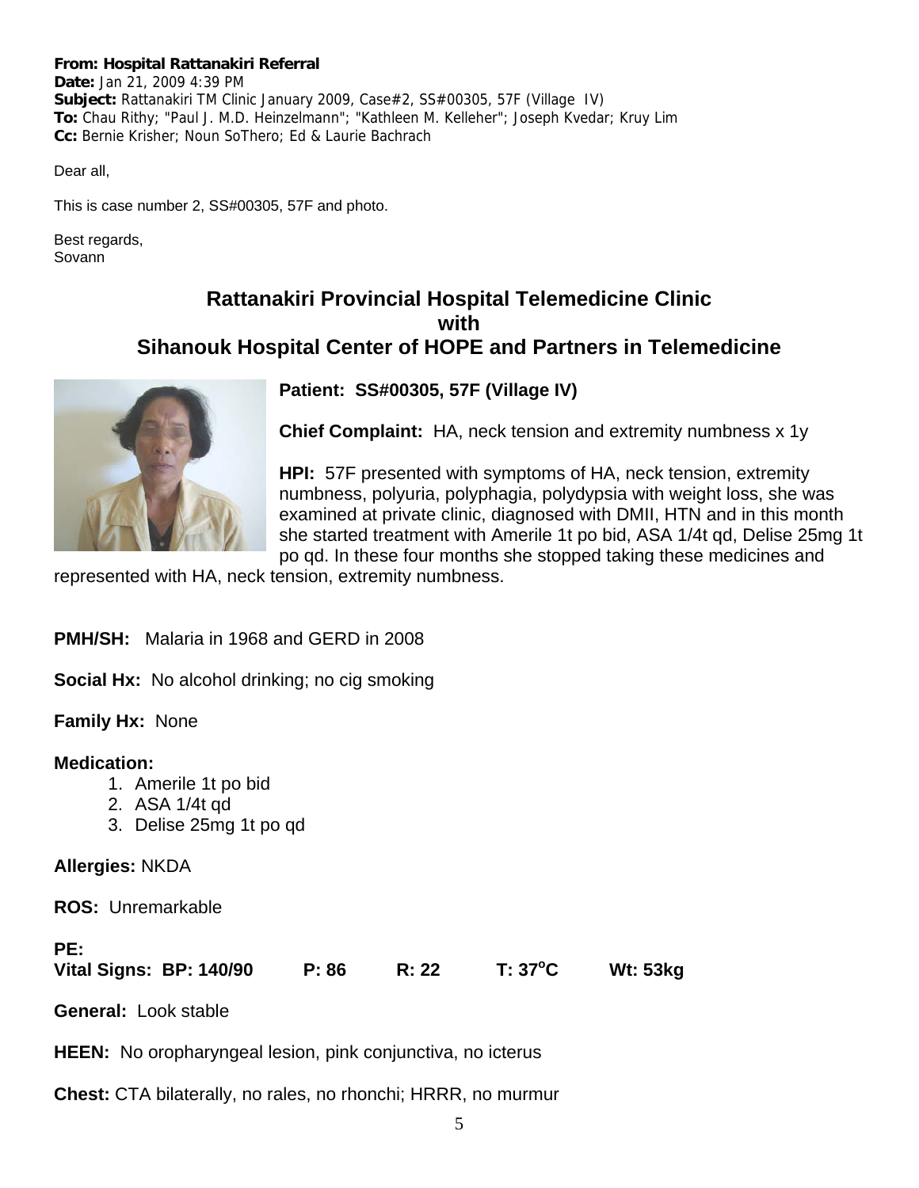**From:** Hospital Rattanakiri Referral
**Date:** Jan 21, 2009 4:39 PM
**Subject:** Rattanakiri TM Clinic January 2009, Case#2, SS#00305, 57F (Village IV)
**To:** Chau Rithy; "Paul J. M.D. Heinzelmann"; "Kathleen M. Kelleher"; Joseph Kvedar; Kruy Lim
**Cc:** Bernie Krisher; Noun SoThero; Ed & Laurie Bachrach

Dear all,

This is case number 2, SS#00305, 57F and photo.

Best regards,
Sovann

## Rattanakiri Provincial Hospital Telemedicine Clinic with Sihanouk Hospital Center of HOPE and Partners in Telemedicine

**Patient: SS#00305, 57F (Village IV)**

**Chief Complaint:** HA, neck tension and extremity numbness x 1y

**HPI:** 57F presented with symptoms of HA, neck tension, extremity numbness, polyuria, polyphagia, polydypsia with weight loss, she was examined at private clinic, diagnosed with DMII, HTN and in this month she started treatment with Amerile 1t po bid, ASA 1/4t qd, Delise 25mg 1t po qd. In these four months she stopped taking these medicines and represented with HA, neck tension, extremity numbness.

**PMH/SH:** Malaria in 1968 and GERD in 2008

**Social Hx:** No alcohol drinking; no cig smoking

**Family Hx:** None

**Medication:**

1. Amerile 1t po bid
2. ASA 1/4t qd
3. Delise 25mg 1t po qd

**Allergies:** NKDA

**ROS:** Unremarkable

**PE:**
**Vital Signs: BP: 140/90 P: 86 R: 22 T: 37°C Wt: 53kg**

**General:** Look stable

**HEEN:** No oropharyngeal lesion, pink conjunctiva, no icterus

**Chest:** CTA bilaterally, no rales, no rhonchi; HRRR, no murmur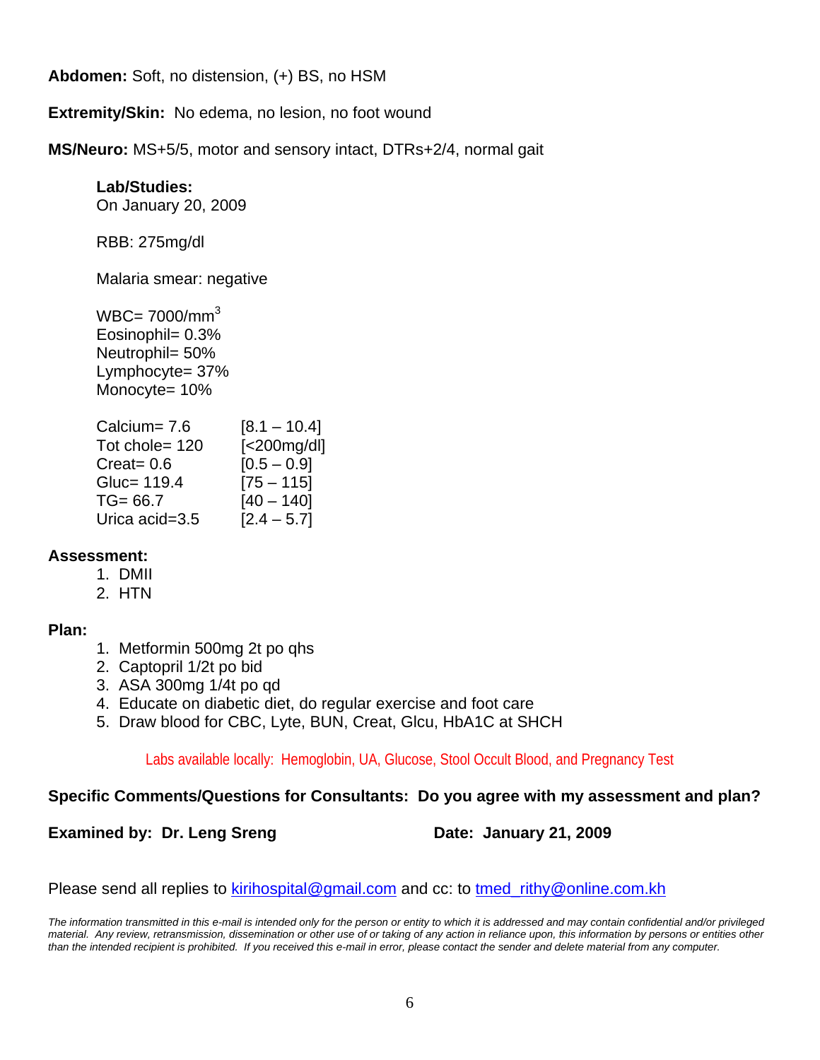**Abdomen:** Soft, no distension, (+) BS, no HSM

**Extremity/Skin:** No edema, no lesion, no foot wound

**MS/Neuro:** MS+5/5, motor and sensory intact, DTRs+2/4, normal gait

**Lab/Studies:**

On January 20, 2009

RBB: 275mg/dl

Malaria smear: negative

WBC= 7000/mm$^3$
Eosinophil= 0.3%
Neutrophil= 50%
Lymphocyte= 37%
Monocyte= 10%

| | |
|---|---|
| Calcium= 7.6 | [8.1 – 10.4] |
| Tot chole= 120 | [<200mg/dl] |
| Creat= 0.6 | [0.5 – 0.9] |
| Gluc= 119.4 | [75 – 115] |
| TG= 66.7 | [40 – 140] |
| Urica acid=3.5 | [2.4 – 5.7] |

**Assessment:**

1. DMII
2. HTN

**Plan:**

1. Metformin 500mg 2t po qhs
2. Captopril 1/2t po bid
3. ASA 300mg 1/4t po qd
4. Educate on diabetic diet, do regular exercise and foot care
5. Draw blood for CBC, Lyte, BUN, Creat, Glcu, HbA1C at SHCH

Labs available locally: Hemoglobin, UA, Glucose, Stool Occult Blood, and Pregnancy Test

**Specific Comments/Questions for Consultants: Do you agree with my assessment and plan?**

**Examined by: Dr. Leng Sreng** **Date: January 21, 2009**

Please send all replies to kirihospital@gmail.com and cc: to tmed_rithy@online.com.kh

*The information transmitted in this e-mail is intended only for the person or entity to which it is addressed and may contain confidential and/or privileged material. Any review, retransmission, dissemination or other use of or taking of any action in reliance upon, this information by persons or entities other than the intended recipient is prohibited. If you received this e-mail in error, please contact the sender and delete material from any computer.*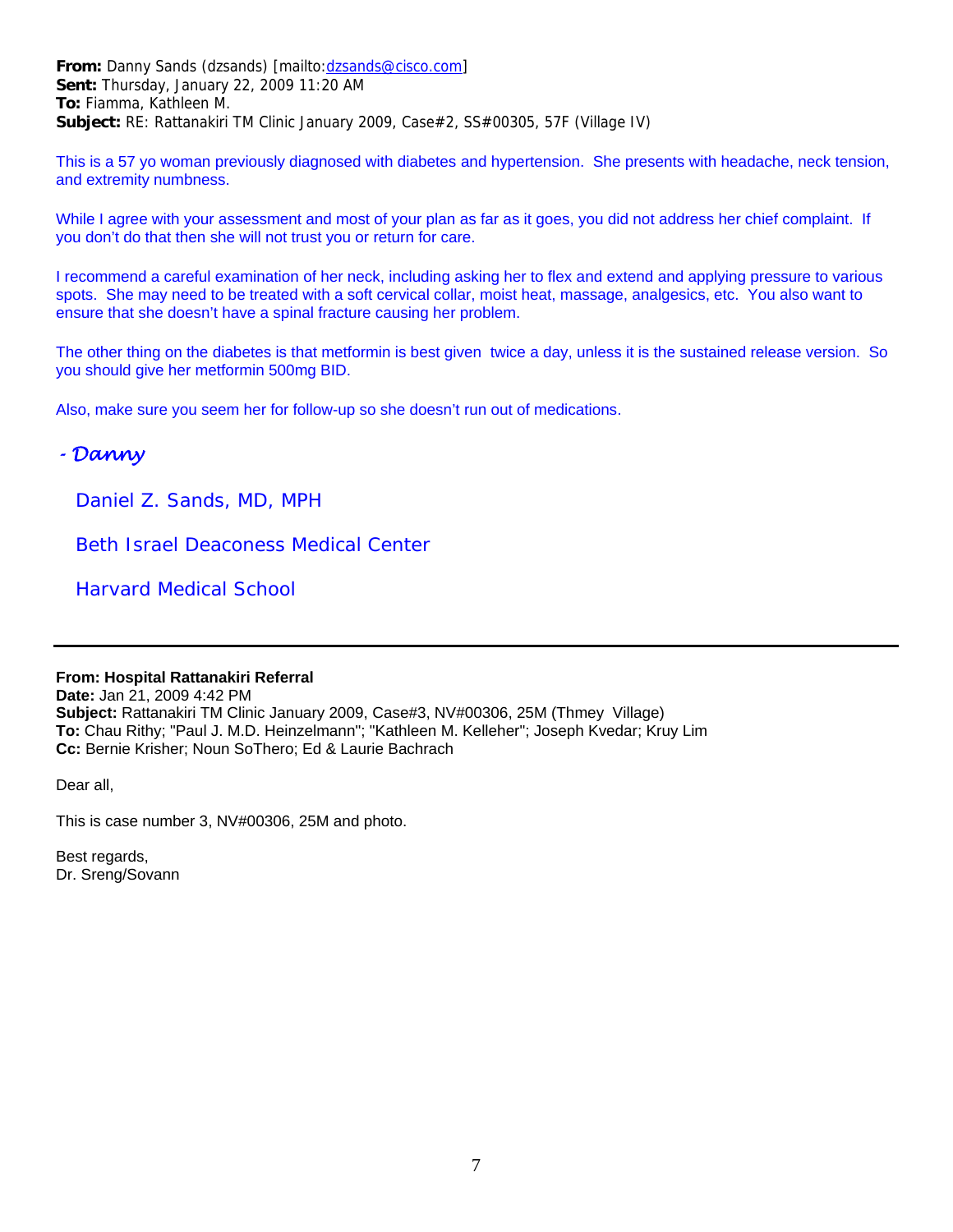**From:** Danny Sands (dzsands) [mailto:dzsands@cisco.com]
**Sent:** Thursday, January 22, 2009 11:20 AM
**To:** Fiamma, Kathleen M.
**Subject:** RE: Rattanakiri TM Clinic January 2009, Case#2, SS#00305, 57F (Village IV)

This is a 57 yo woman previously diagnosed with diabetes and hypertension. She presents with headache, neck tension, and extremity numbness.

While I agree with your assessment and most of your plan as far as it goes, you did not address her chief complaint. If you don't do that then she will not trust you or return for care.

I recommend a careful examination of her neck, including asking her to flex and extend and applying pressure to various spots. She may need to be treated with a soft cervical collar, moist heat, massage, analgesics, etc. You also want to ensure that she doesn't have a spinal fracture causing her problem.

The other thing on the diabetes is that metformin is best given twice a day, unless it is the sustained release version. So you should give her metformin 500mg BID.

Also, make sure you seem her for follow-up so she doesn't run out of medications.

*- Danny*

Daniel Z. Sands, MD, MPH

Beth Israel Deaconess Medical Center

Harvard Medical School

---

**From: Hospital Rattanakiri Referral**
**Date:** Jan 21, 2009 4:42 PM
**Subject:** Rattanakiri TM Clinic January 2009, Case#3, NV#00306, 25M (Thmey Village)
**To:** Chau Rithy; "Paul J. M.D. Heinzelmann"; "Kathleen M. Kelleher"; Joseph Kvedar; Kruy Lim
**Cc:** Bernie Krisher; Noun SoThero; Ed & Laurie Bachrach

Dear all,

This is case number 3, NV#00306, 25M and photo.

Best regards,
Dr. Sreng/Sovann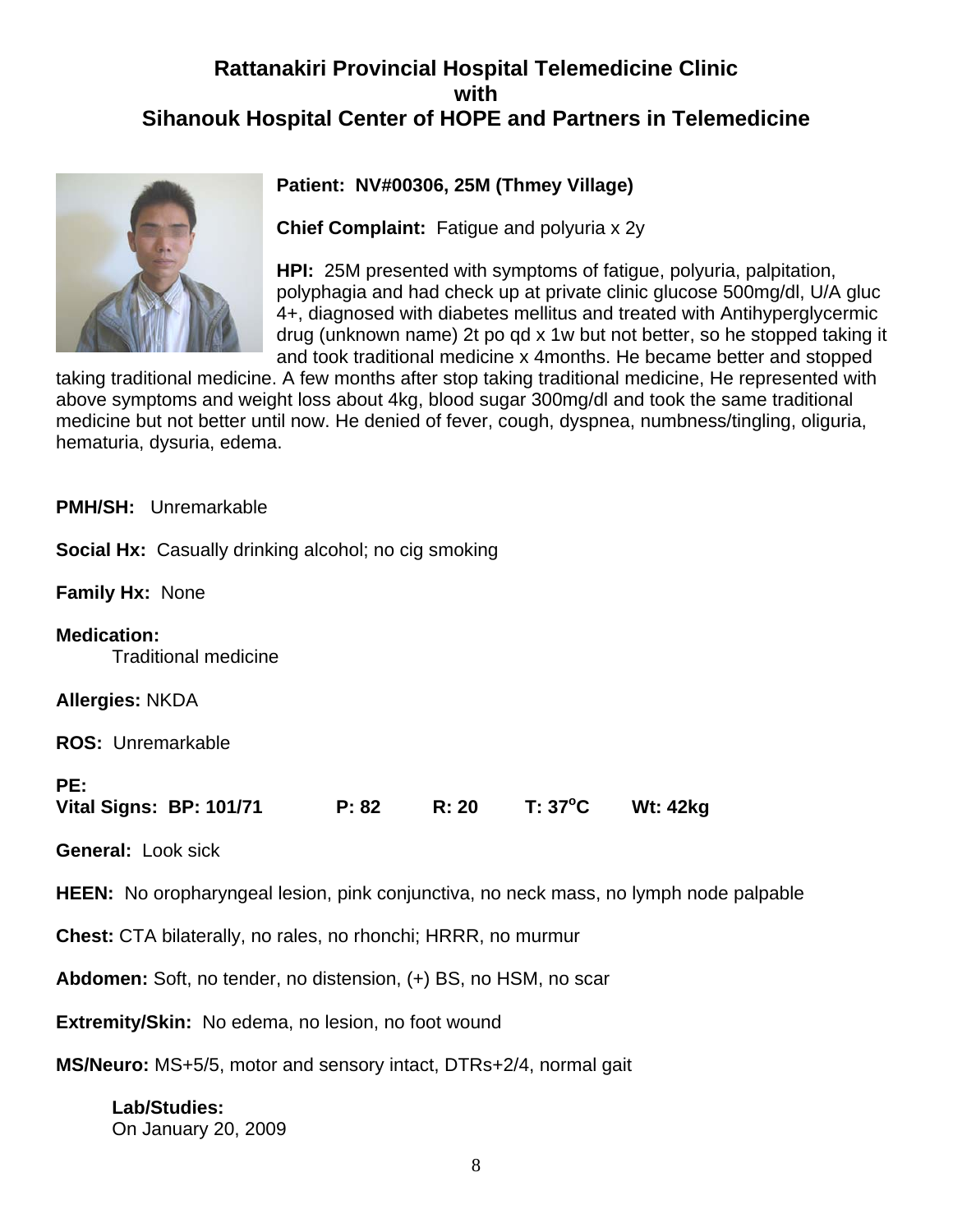# Rattanakiri Provincial Hospital Telemedicine Clinic with Sihanouk Hospital Center of HOPE and Partners in Telemedicine

**Patient: NV#00306, 25M (Thmey Village)**

**Chief Complaint:** Fatigue and polyuria x 2y

**HPI:** 25M presented with symptoms of fatigue, polyuria, palpitation, polyphagia and had check up at private clinic glucose 500mg/dl, U/A gluc 4+, diagnosed with diabetes mellitus and treated with Antihyperglycermic drug (unknown name) 2t po qd x 1w but not better, so he stopped taking it and took traditional medicine x 4months. He became better and stopped taking traditional medicine. A few months after stop taking traditional medicine, He represented with above symptoms and weight loss about 4kg, blood sugar 300mg/dl and took the same traditional medicine but not better until now. He denied of fever, cough, dyspnea, numbness/tingling, oliguria, hematuria, dysuria, edema.

**PMH/SH:** Unremarkable

**Social Hx:** Casually drinking alcohol; no cig smoking

**Family Hx:** None

**Medication:**
Traditional medicine

**Allergies:** NKDA

**ROS:** Unremarkable

**PE:**
**Vital Signs: BP: 101/71 P: 82 R: 20 T: 37°C Wt: 42kg**

**General:** Look sick

**HEEN:** No oropharyngeal lesion, pink conjunctiva, no neck mass, no lymph node palpable

**Chest:** CTA bilaterally, no rales, no rhonchi; HRRR, no murmur

**Abdomen:** Soft, no tender, no distension, (+) BS, no HSM, no scar

**Extremity/Skin:** No edema, no lesion, no foot wound

**MS/Neuro:** MS+5/5, motor and sensory intact, DTRs+2/4, normal gait

**Lab/Studies:**
On January 20, 2009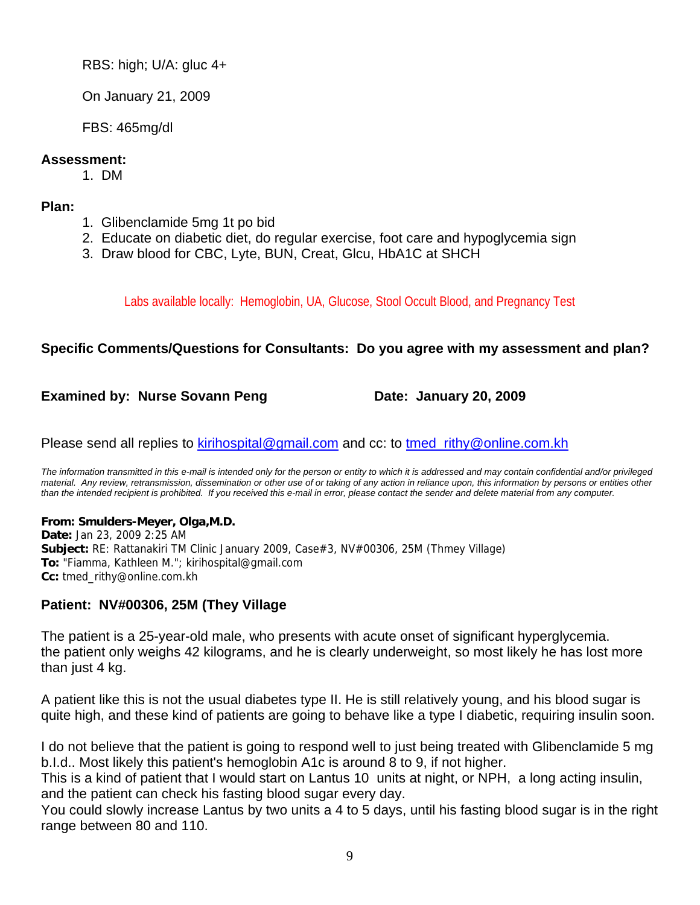RBS: high; U/A: gluc 4+

On January 21, 2009

FBS: 465mg/dl

**Assessment:**

1. DM

**Plan:**

1. Glibenclamide 5mg 1t po bid
2. Educate on diabetic diet, do regular exercise, foot care and hypoglycemia sign
3. Draw blood for CBC, Lyte, BUN, Creat, Glcu, HbA1C at SHCH

Labs available locally: Hemoglobin, UA, Glucose, Stool Occult Blood, and Pregnancy Test

**Specific Comments/Questions for Consultants: Do you agree with my assessment and plan?**

**Examined by: Nurse Sovann Peng** **Date: January 20, 2009**

Please send all replies to kirihospital@gmail.com and cc: to tmed_rithy@online.com.kh

*The information transmitted in this e-mail is intended only for the person or entity to which it is addressed and may contain confidential and/or privileged material. Any review, retransmission, dissemination or other use of or taking of any action in reliance upon, this information by persons or entities other than the intended recipient is prohibited. If you received this e-mail in error, please contact the sender and delete material from any computer.*

**From: Smulders-Meyer, Olga,M.D.**
**Date:** Jan 23, 2009 2:25 AM
**Subject:** RE: Rattanakiri TM Clinic January 2009, Case#3, NV#00306, 25M (Thmey Village)
**To:** "Fiamma, Kathleen M."; kirihospital@gmail.com
**Cc:** tmed_rithy@online.com.kh

**Patient: NV#00306, 25M (They Village**

The patient is a 25-year-old male, who presents with acute onset of significant hyperglycemia. the patient only weighs 42 kilograms, and he is clearly underweight, so most likely he has lost more than just 4 kg.

A patient like this is not the usual diabetes type II. He is still relatively young, and his blood sugar is quite high, and these kind of patients are going to behave like a type I diabetic, requiring insulin soon.

I do not believe that the patient is going to respond well to just being treated with Glibenclamide 5 mg b.I.d.. Most likely this patient's hemoglobin A1c is around 8 to 9, if not higher.
This is a kind of patient that I would start on Lantus 10 units at night, or NPH, a long acting insulin, and the patient can check his fasting blood sugar every day.
You could slowly increase Lantus by two units a 4 to 5 days, until his fasting blood sugar is in the right range between 80 and 110.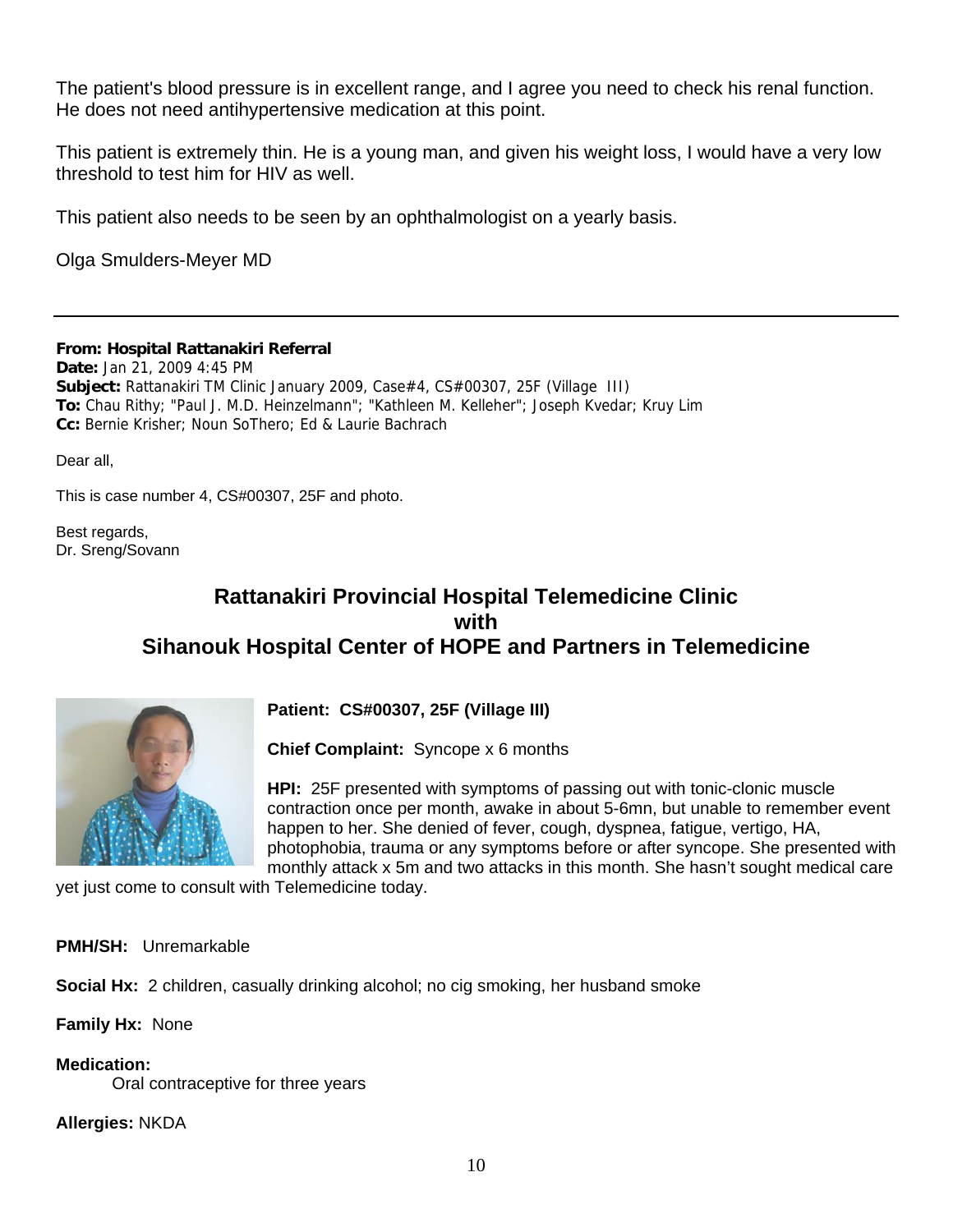The patient's blood pressure is in excellent range, and I agree you need to check his renal function. He does not need antihypertensive medication at this point.

This patient is extremely thin. He is a young man, and given his weight loss, I would have a very low threshold to test him for HIV as well.

This patient also needs to be seen by an ophthalmologist on a yearly basis.

Olga Smulders-Meyer MD

---

**From: Hospital Rattanakiri Referral**
**Date:** Jan 21, 2009 4:45 PM
**Subject:** Rattanakiri TM Clinic January 2009, Case#4, CS#00307, 25F (Village III)
**To:** Chau Rithy; "Paul J. M.D. Heinzelmann"; "Kathleen M. Kelleher"; Joseph Kvedar; Kruy Lim
**Cc:** Bernie Krisher; Noun SoThero; Ed & Laurie Bachrach

Dear all,

This is case number 4, CS#00307, 25F and photo.

Best regards,
Dr. Sreng/Sovann

## Rattanakiri Provincial Hospital Telemedicine Clinic with Sihanouk Hospital Center of HOPE and Partners in Telemedicine

**Patient: CS#00307, 25F (Village III)**

**Chief Complaint:** Syncope x 6 months

**HPI:** 25F presented with symptoms of passing out with tonic-clonic muscle contraction once per month, awake in about 5-6mn, but unable to remember event happen to her. She denied of fever, cough, dyspnea, fatigue, vertigo, HA, photophobia, trauma or any symptoms before or after syncope. She presented with monthly attack x 5m and two attacks in this month. She hasn't sought medical care yet just come to consult with Telemedicine today.

**PMH/SH:** Unremarkable

**Social Hx:** 2 children, casually drinking alcohol; no cig smoking, her husband smoke

**Family Hx:** None

**Medication:**
Oral contraceptive for three years

**Allergies:** NKDA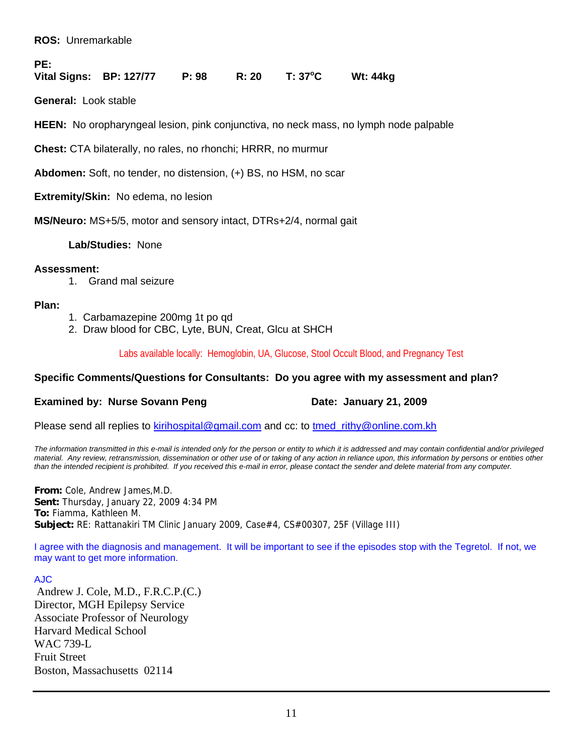**ROS:** Unremarkable

**PE:**
**Vital Signs: BP: 127/77 P: 98 R: 20 T: 37°C Wt: 44kg**

**General:** Look stable

**HEEN:** No oropharyngeal lesion, pink conjunctiva, no neck mass, no lymph node palpable

**Chest:** CTA bilaterally, no rales, no rhonchi; HRRR, no murmur

**Abdomen:** Soft, no tender, no distension, (+) BS, no HSM, no scar

**Extremity/Skin:** No edema, no lesion

**MS/Neuro:** MS+5/5, motor and sensory intact, DTRs+2/4, normal gait

**Lab/Studies:** None

**Assessment:**

1. Grand mal seizure

**Plan:**

1. Carbamazepine 200mg 1t po qd
2. Draw blood for CBC, Lyte, BUN, Creat, Glcu at SHCH

Labs available locally: Hemoglobin, UA, Glucose, Stool Occult Blood, and Pregnancy Test

**Specific Comments/Questions for Consultants: Do you agree with my assessment and plan?**

**Examined by: Nurse Sovann Peng** **Date: January 21, 2009**

Please send all replies to kirihospital@gmail.com and cc: to tmed_rithy@online.com.kh

*The information transmitted in this e-mail is intended only for the person or entity to which it is addressed and may contain confidential and/or privileged material. Any review, retransmission, dissemination or other use of or taking of any action in reliance upon, this information by persons or entities other than the intended recipient is prohibited. If you received this e-mail in error, please contact the sender and delete material from any computer.*

**From:** Cole, Andrew James,M.D.
**Sent:** Thursday, January 22, 2009 4:34 PM
**To:** Fiamma, Kathleen M.
**Subject:** RE: Rattanakiri TM Clinic January 2009, Case#4, CS#00307, 25F (Village III)

I agree with the diagnosis and management. It will be important to see if the episodes stop with the Tegretol. If not, we may want to get more information.

AJC
Andrew J. Cole, M.D., F.R.C.P.(C.)
Director, MGH Epilepsy Service
Associate Professor of Neurology
Harvard Medical School
WAC 739-L
Fruit Street
Boston, Massachusetts 02114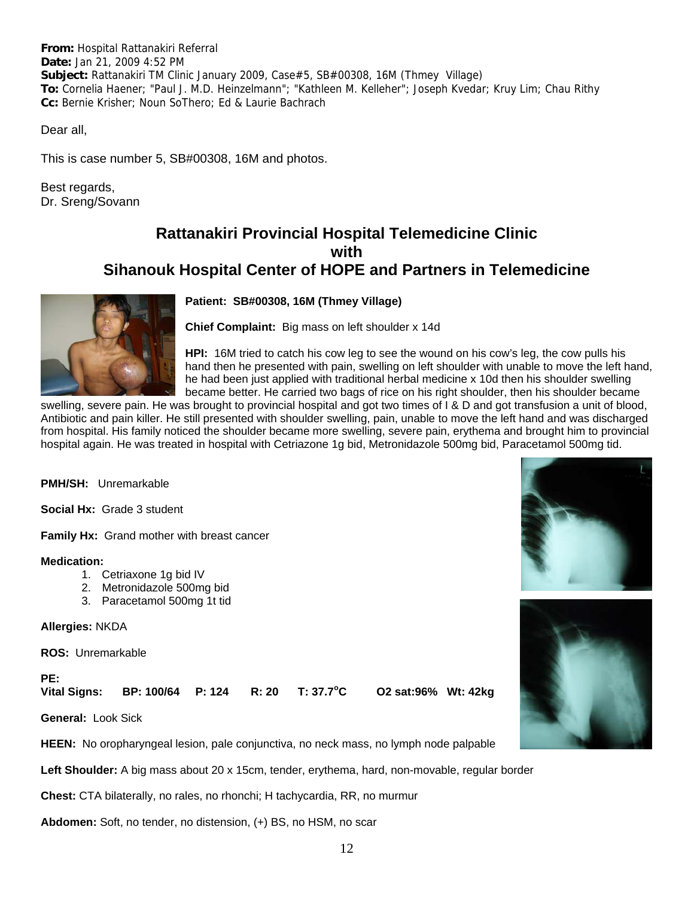**From:** Hospital Rattanakiri Referral
**Date:** Jan 21, 2009 4:52 PM
**Subject:** Rattanakiri TM Clinic January 2009, Case#5, SB#00308, 16M (Thmey Village)
**To:** Cornelia Haener; "Paul J. M.D. Heinzelmann"; "Kathleen M. Kelleher"; Joseph Kvedar; Kruy Lim; Chau Rithy
**Cc:** Bernie Krisher; Noun SoThero; Ed & Laurie Bachrach

Dear all,

This is case number 5, SB#00308, 16M and photos.

Best regards,
Dr. Sreng/Sovann

## Rattanakiri Provincial Hospital Telemedicine Clinic with Sihanouk Hospital Center of HOPE and Partners in Telemedicine

**Patient: SB#00308, 16M (Thmey Village)**

**Chief Complaint:** Big mass on left shoulder x 14d

**HPI:** 16M tried to catch his cow leg to see the wound on his cow's leg, the cow pulls his hand then he presented with pain, swelling on left shoulder with unable to move the left hand, he had been just applied with traditional herbal medicine x 10d then his shoulder swelling became better. He carried two bags of rice on his right shoulder, then his shoulder became swelling, severe pain. He was brought to provincial hospital and got two times of I & D and got transfusion a unit of blood, Antibiotic and pain killer. He still presented with shoulder swelling, pain, unable to move the left hand and was discharged from hospital. His family noticed the shoulder became more swelling, severe pain, erythema and brought him to provincial hospital again. He was treated in hospital with Cetriazone 1g bid, Metronidazole 500mg bid, Paracetamol 500mg tid.

**PMH/SH:** Unremarkable

**Social Hx:** Grade 3 student

**Family Hx:** Grand mother with breast cancer

**Medication:**

1. Cetriaxone 1g bid IV
2. Metronidazole 500mg bid
3. Paracetamol 500mg 1t tid

**Allergies:** NKDA

**ROS:** Unremarkable

**PE:**
**Vital Signs: BP: 100/64 P: 124 R: 20 T: 37.7°C O2 sat:96% Wt: 42kg**

**General:** Look Sick

**HEEN:** No oropharyngeal lesion, pale conjunctiva, no neck mass, no lymph node palpable

**Left Shoulder:** A big mass about 20 x 15cm, tender, erythema, hard, non-movable, regular border

**Chest:** CTA bilaterally, no rales, no rhonchi; H tachycardia, RR, no murmur

**Abdomen:** Soft, no tender, no distension, (+) BS, no HSM, no scar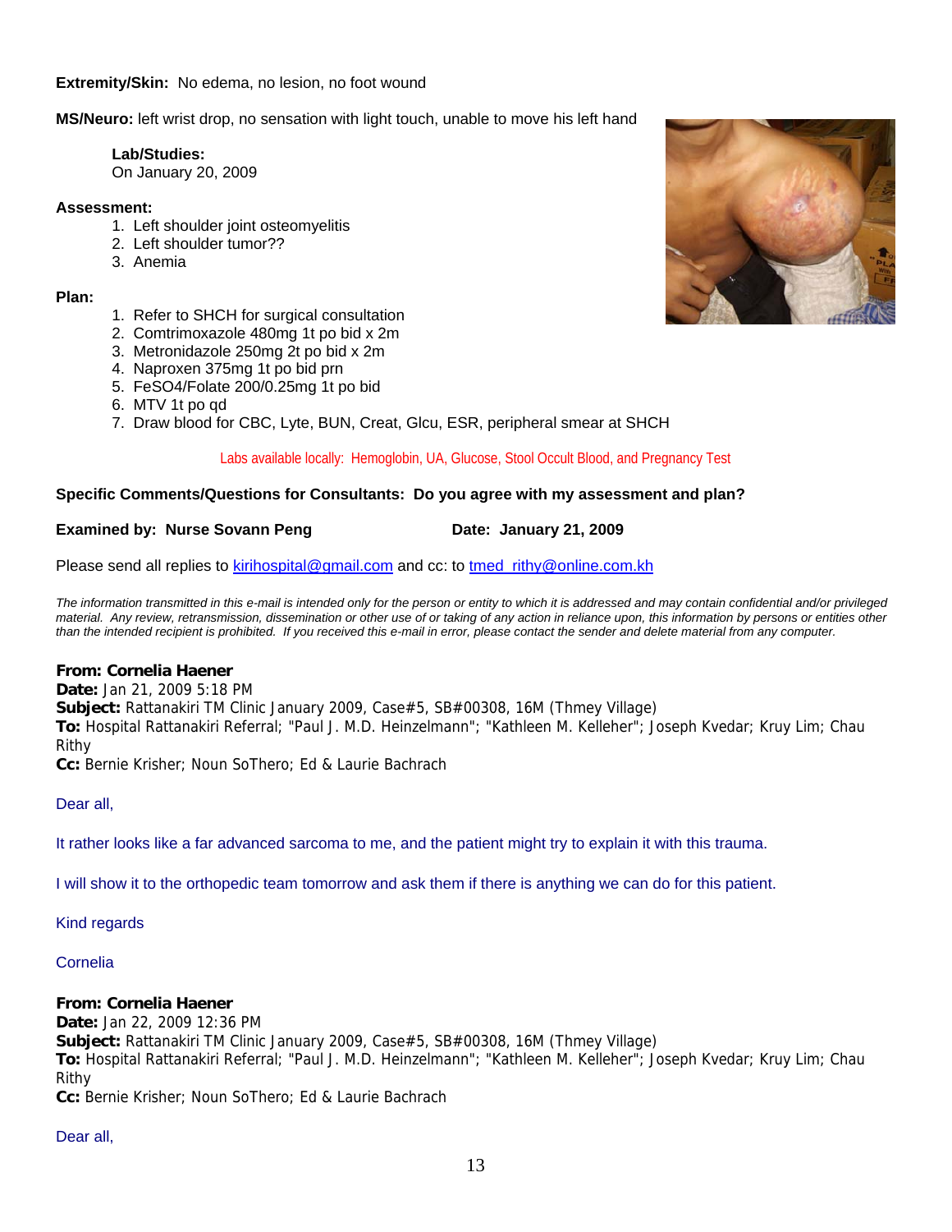**Extremity/Skin:** No edema, no lesion, no foot wound

**MS/Neuro:** left wrist drop, no sensation with light touch, unable to move his left hand

**Lab/Studies:**
On January 20, 2009

**Assessment:**

1. Left shoulder joint osteomyelitis
2. Left shoulder tumor??
3. Anemia

**Plan:**

1. Refer to SHCH for surgical consultation
2. Comtrimoxazole 480mg 1t po bid x 2m
3. Metronidazole 250mg 2t po bid x 2m
4. Naproxen 375mg 1t po bid prn
5. FeSO4/Folate 200/0.25mg 1t po bid
6. MTV 1t po qd
7. Draw blood for CBC, Lyte, BUN, Creat, Glcu, ESR, peripheral smear at SHCH

Labs available locally: Hemoglobin, UA, Glucose, Stool Occult Blood, and Pregnancy Test

**Specific Comments/Questions for Consultants: Do you agree with my assessment and plan?**

**Examined by: Nurse Sovann Peng** **Date: January 21, 2009**

Please send all replies to kirihospital@gmail.com and cc: to tmed_rithy@online.com.kh

*The information transmitted in this e-mail is intended only for the person or entity to which it is addressed and may contain confidential and/or privileged material. Any review, retransmission, dissemination or other use of or taking of any action in reliance upon, this information by persons or entities other than the intended recipient is prohibited. If you received this e-mail in error, please contact the sender and delete material from any computer.*

**From: Cornelia Haener**
**Date:** Jan 21, 2009 5:18 PM
**Subject:** Rattanakiri TM Clinic January 2009, Case#5, SB#00308, 16M (Thmey Village)
**To:** Hospital Rattanakiri Referral; "Paul J. M.D. Heinzelmann"; "Kathleen M. Kelleher"; Joseph Kvedar; Kruy Lim; Chau Rithy
**Cc:** Bernie Krisher; Noun SoThero; Ed & Laurie Bachrach

Dear all,

It rather looks like a far advanced sarcoma to me, and the patient might try to explain it with this trauma.

I will show it to the orthopedic team tomorrow and ask them if there is anything we can do for this patient.

Kind regards

Cornelia

**From: Cornelia Haener**
**Date:** Jan 22, 2009 12:36 PM
**Subject:** Rattanakiri TM Clinic January 2009, Case#5, SB#00308, 16M (Thmey Village)
**To:** Hospital Rattanakiri Referral; "Paul J. M.D. Heinzelmann"; "Kathleen M. Kelleher"; Joseph Kvedar; Kruy Lim; Chau Rithy
**Cc:** Bernie Krisher; Noun SoThero; Ed & Laurie Bachrach

Dear all,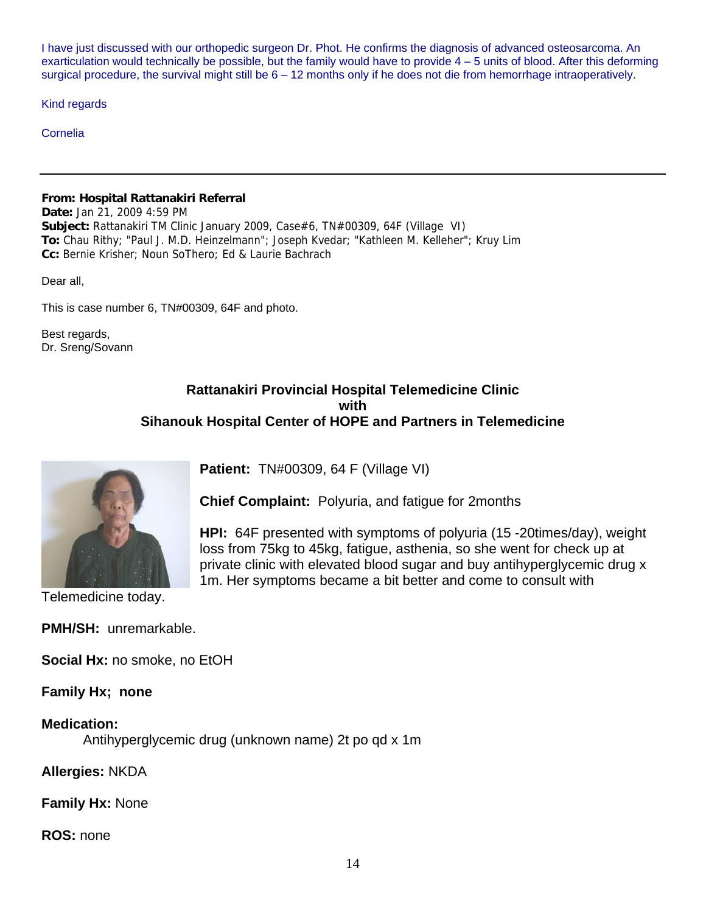I have just discussed with our orthopedic surgeon Dr. Phot. He confirms the diagnosis of advanced osteosarcoma. An exarticulation would technically be possible, but the family would have to provide 4 – 5 units of blood. After this deforming surgical procedure, the survival might still be 6 – 12 months only if he does not die from hemorrhage intraoperatively.

Kind regards

Cornelia

---

**From: Hospital Rattanakiri Referral**
**Date:** Jan 21, 2009 4:59 PM
**Subject:** Rattanakiri TM Clinic January 2009, Case#6, TN#00309, 64F (Village VI)
**To:** Chau Rithy; "Paul J. M.D. Heinzelmann"; Joseph Kvedar; "Kathleen M. Kelleher"; Kruy Lim
**Cc:** Bernie Krisher; Noun SoThero; Ed & Laurie Bachrach

Dear all,

This is case number 6, TN#00309, 64F and photo.

Best regards,
Dr. Sreng/Sovann

**Rattanakiri Provincial Hospital Telemedicine Clinic**
**with**
**Sihanouk Hospital Center of HOPE and Partners in Telemedicine**

**Patient:** TN#00309, 64 F (Village VI)

**Chief Complaint:** Polyuria, and fatigue for 2months

**HPI:** 64F presented with symptoms of polyuria (15 -20times/day), weight loss from 75kg to 45kg, fatigue, asthenia, so she went for check up at private clinic with elevated blood sugar and buy antihyperglycemic drug x 1m. Her symptoms became a bit better and come to consult with Telemedicine today.

**PMH/SH:** unremarkable.

**Social Hx:** no smoke, no EtOH

**Family Hx; none**

**Medication:**

Antihyperglycemic drug (unknown name) 2t po qd x 1m

**Allergies:** NKDA

**Family Hx:** None

**ROS:** none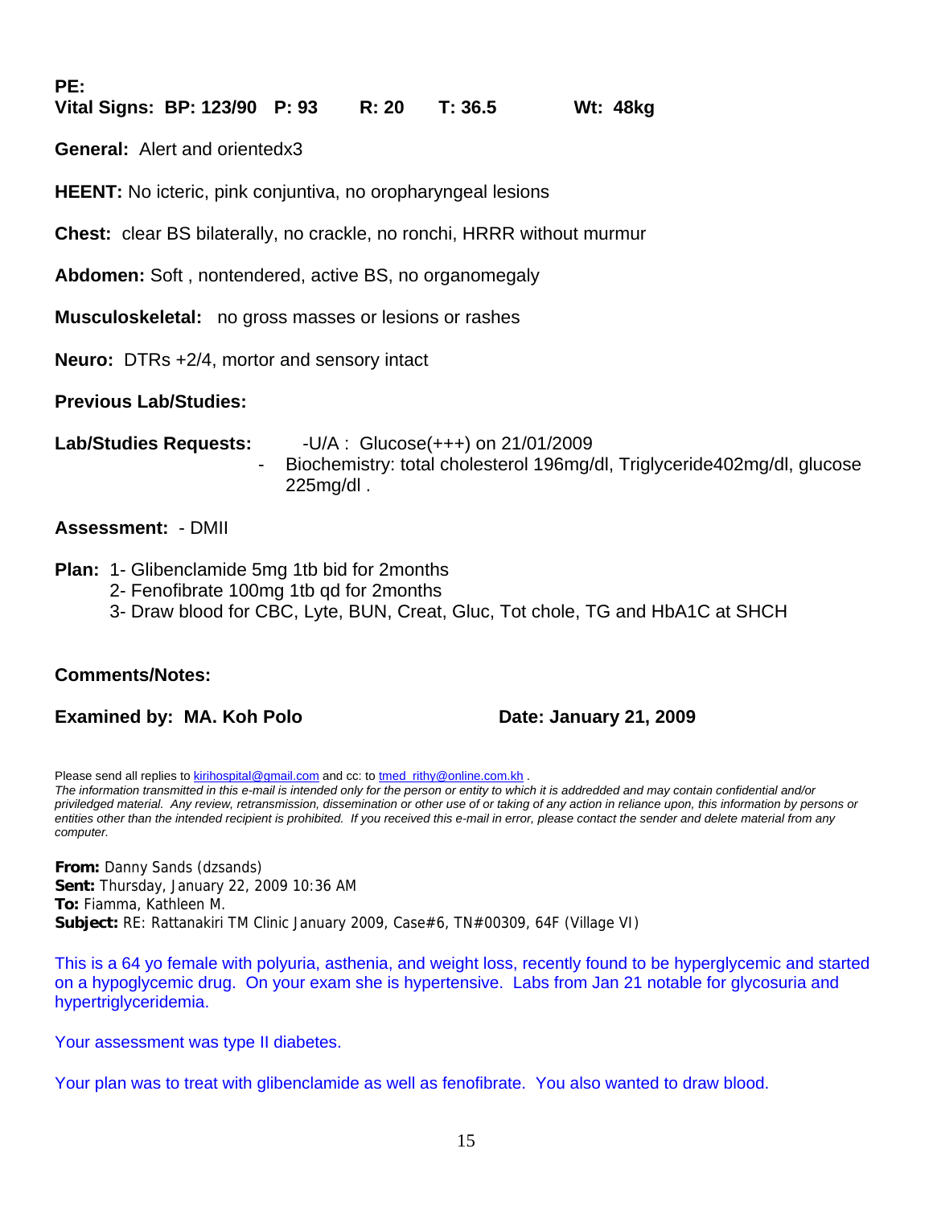**PE:**

**Vital Signs: BP: 123/90 P: 93 R: 20 T: 36.5 Wt: 48kg**

**General:** Alert and orientedx3

**HEENT:** No icteric, pink conjuntiva, no oropharyngeal lesions

**Chest:** clear BS bilaterally, no crackle, no ronchi, HRRR without murmur

**Abdomen:** Soft , nontendered, active BS, no organomegaly

**Musculoskeletal:** no gross masses or lesions or rashes

**Neuro:** DTRs +2/4, mortor and sensory intact

**Previous Lab/Studies:**

**Lab/Studies Requests:** -U/A : Glucose(+++) on 21/01/2009

- Biochemistry: total cholesterol 196mg/dl, Triglyceride402mg/dl, glucose 225mg/dl .

**Assessment:** - DMII

**Plan:** 1- Glibenclamide 5mg 1tb bid for 2months

2- Fenofibrate 100mg 1tb qd for 2months

3- Draw blood for CBC, Lyte, BUN, Creat, Gluc, Tot chole, TG and HbA1C at SHCH

**Comments/Notes:**

**Examined by: MA. Koh Polo** **Date: January 21, 2009**

Please send all replies to kirihospital@gmail.com and cc: to tmed_rithy@online.com.kh .
*The information transmitted in this e-mail is intended only for the person or entity to which it is addredded and may contain confidential and/or priviledged material. Any review, retransmission, dissemination or other use of or taking of any action in reliance upon, this information by persons or entities other than the intended recipient is prohibited. If you received this e-mail in error, please contact the sender and delete material from any computer.*

**From:** Danny Sands (dzsands)
**Sent:** Thursday, January 22, 2009 10:36 AM
**To:** Fiamma, Kathleen M.
**Subject:** RE: Rattanakiri TM Clinic January 2009, Case#6, TN#00309, 64F (Village VI)

This is a 64 yo female with polyuria, asthenia, and weight loss, recently found to be hyperglycemic and started on a hypoglycemic drug. On your exam she is hypertensive. Labs from Jan 21 notable for glycosuria and hypertriglyceridemia.

Your assessment was type II diabetes.

Your plan was to treat with glibenclamide as well as fenofibrate. You also wanted to draw blood.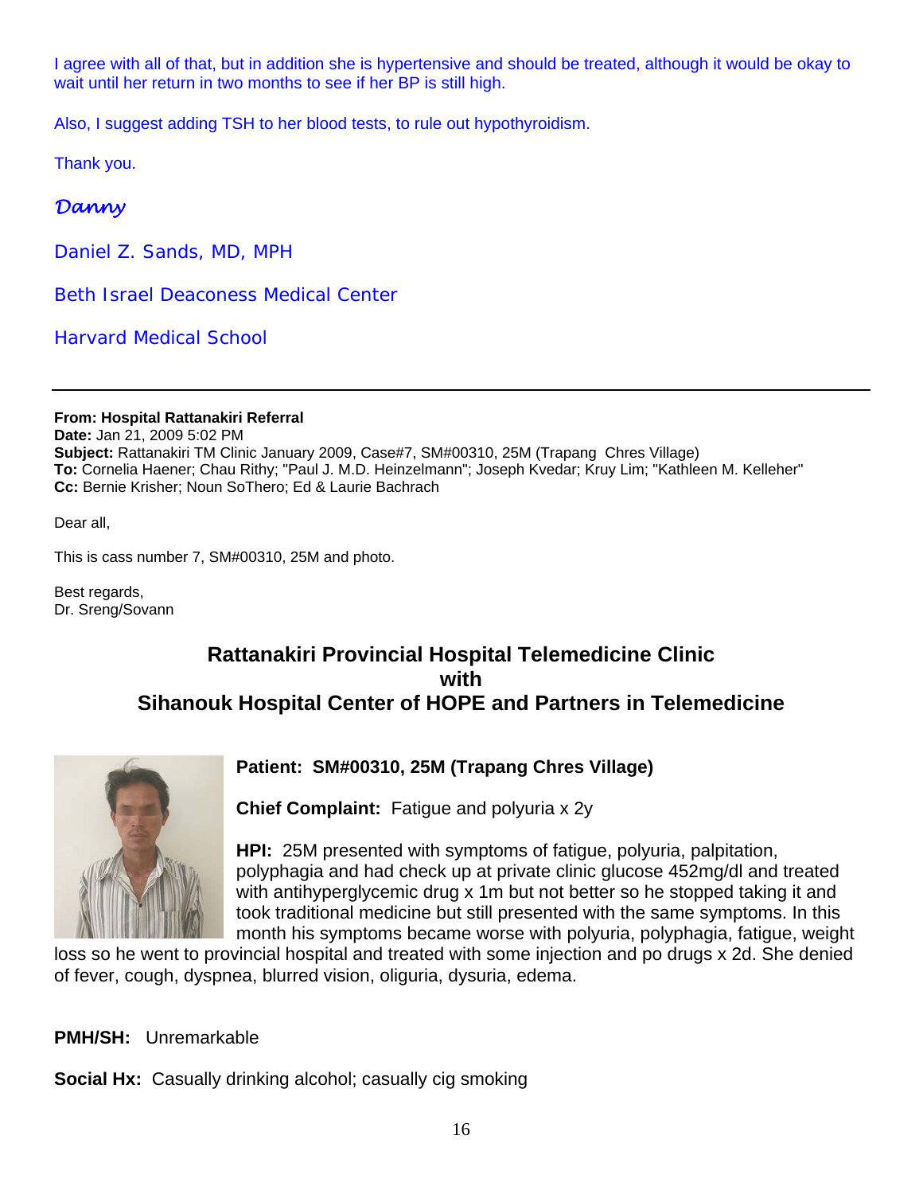I agree with all of that, but in addition she is hypertensive and should be treated, although it would be okay to wait until her return in two months to see if her BP is still high.

Also, I suggest adding TSH to her blood tests, to rule out hypothyroidism.

Thank you.

*Danny*

Daniel Z. Sands, MD, MPH

Beth Israel Deaconess Medical Center

Harvard Medical School

---

**From: Hospital Rattanakiri Referral**
**Date:** Jan 21, 2009 5:02 PM
**Subject:** Rattanakiri TM Clinic January 2009, Case#7, SM#00310, 25M (Trapang Chres Village)
**To:** Cornelia Haener; Chau Rithy; "Paul J. M.D. Heinzelmann"; Joseph Kvedar; Kruy Lim; "Kathleen M. Kelleher"
**Cc:** Bernie Krisher; Noun SoThero; Ed & Laurie Bachrach

Dear all,

This is cass number 7, SM#00310, 25M and photo.

Best regards,
Dr. Sreng/Sovann

## Rattanakiri Provincial Hospital Telemedicine Clinic with Sihanouk Hospital Center of HOPE and Partners in Telemedicine

**Patient: SM#00310, 25M (Trapang Chres Village)**

**Chief Complaint:** Fatigue and polyuria x 2y

**HPI:** 25M presented with symptoms of fatigue, polyuria, palpitation, polyphagia and had check up at private clinic glucose 452mg/dl and treated with antihyperglycemic drug x 1m but not better so he stopped taking it and took traditional medicine but still presented with the same symptoms. In this month his symptoms became worse with polyuria, polyphagia, fatigue, weight loss so he went to provincial hospital and treated with some injection and po drugs x 2d. She denied of fever, cough, dyspnea, blurred vision, oliguria, dysuria, edema.

**PMH/SH:** Unremarkable

**Social Hx:** Casually drinking alcohol; casually cig smoking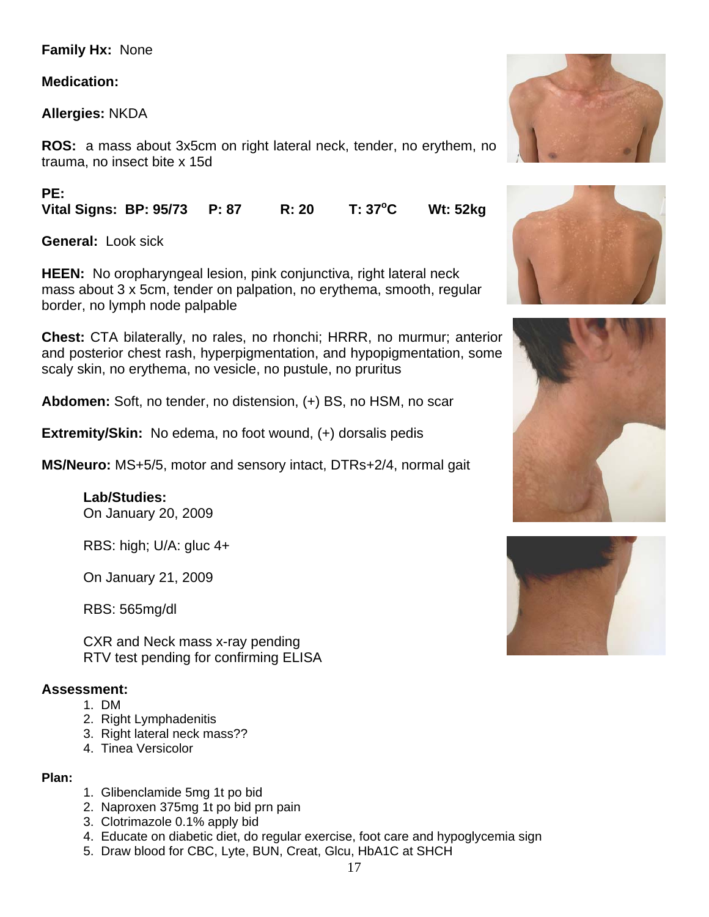**Family Hx:** None

**Medication:**

**Allergies:** NKDA

**ROS:** a mass about 3x5cm on right lateral neck, tender, no erythem, no trauma, no insect bite x 15d

**PE:**

**Vital Signs: BP: 95/73 P: 87 R: 20 T: 37°C Wt: 52kg**

**General:** Look sick

**HEEN:** No oropharyngeal lesion, pink conjunctiva, right lateral neck mass about 3 x 5cm, tender on palpation, no erythema, smooth, regular border, no lymph node palpable

**Chest:** CTA bilaterally, no rales, no rhonchi; HRRR, no murmur; anterior and posterior chest rash, hyperpigmentation, and hypopigmentation, some scaly skin, no erythema, no vesicle, no pustule, no pruritus

**Abdomen:** Soft, no tender, no distension, (+) BS, no HSM, no scar

**Extremity/Skin:** No edema, no foot wound, (+) dorsalis pedis

**MS/Neuro:** MS+5/5, motor and sensory intact, DTRs+2/4, normal gait

**Lab/Studies:**

On January 20, 2009

RBS: high; U/A: gluc 4+

On January 21, 2009

RBS: 565mg/dl

CXR and Neck mass x-ray pending

RTV test pending for confirming ELISA

**Assessment:**

1. DM
2. Right Lymphadenitis
3. Right lateral neck mass??
4. Tinea Versicolor

**Plan:**

1. Glibenclamide 5mg 1t po bid
2. Naproxen 375mg 1t po bid prn pain
3. Clotrimazole 0.1% apply bid
4. Educate on diabetic diet, do regular exercise, foot care and hypoglycemia sign
5. Draw blood for CBC, Lyte, BUN, Creat, Glcu, HbA1C at SHCH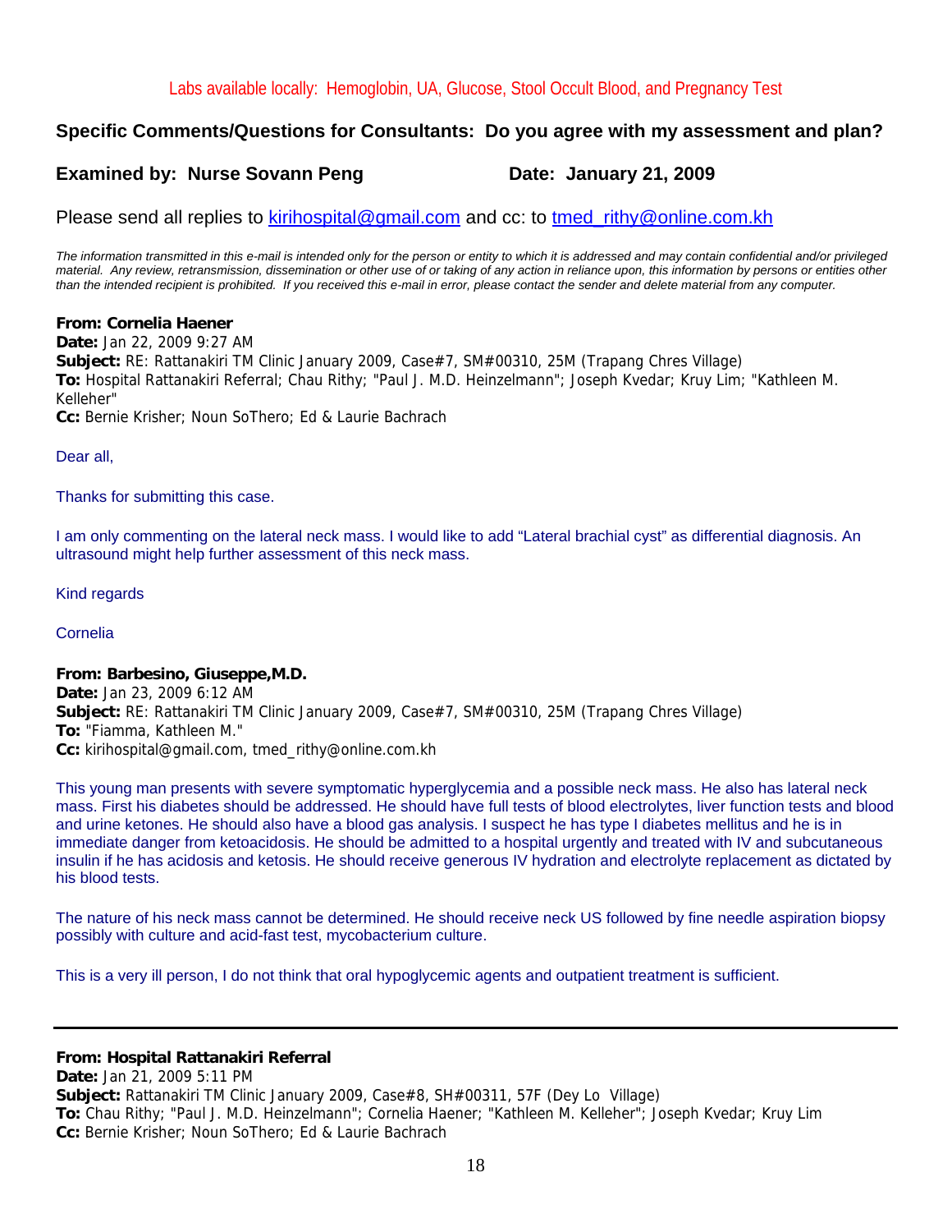Labs available locally: Hemoglobin, UA, Glucose, Stool Occult Blood, and Pregnancy Test

**Specific Comments/Questions for Consultants: Do you agree with my assessment and plan?**

**Examined by: Nurse Sovann Peng** **Date: January 21, 2009**

Please send all replies to kirihospital@gmail.com and cc: to tmed_rithy@online.com.kh

*The information transmitted in this e-mail is intended only for the person or entity to which it is addressed and may contain confidential and/or privileged material. Any review, retransmission, dissemination or other use of or taking of any action in reliance upon, this information by persons or entities other than the intended recipient is prohibited. If you received this e-mail in error, please contact the sender and delete material from any computer.*

**From: Cornelia Haener**
**Date:** Jan 22, 2009 9:27 AM
**Subject:** RE: Rattanakiri TM Clinic January 2009, Case#7, SM#00310, 25M (Trapang Chres Village)
**To:** Hospital Rattanakiri Referral; Chau Rithy; "Paul J. M.D. Heinzelmann"; Joseph Kvedar; Kruy Lim; "Kathleen M. Kelleher"
**Cc:** Bernie Krisher; Noun SoThero; Ed & Laurie Bachrach

Dear all,

Thanks for submitting this case.

I am only commenting on the lateral neck mass. I would like to add "Lateral brachial cyst" as differential diagnosis. An ultrasound might help further assessment of this neck mass.

Kind regards

Cornelia

**From: Barbesino, Giuseppe,M.D.**
**Date:** Jan 23, 2009 6:12 AM
**Subject:** RE: Rattanakiri TM Clinic January 2009, Case#7, SM#00310, 25M (Trapang Chres Village)
**To:** "Fiamma, Kathleen M."
**Cc:** kirihospital@gmail.com, tmed_rithy@online.com.kh

This young man presents with severe symptomatic hyperglycemia and a possible neck mass. He also has lateral neck mass. First his diabetes should be addressed. He should have full tests of blood electrolytes, liver function tests and blood and urine ketones. He should also have a blood gas analysis. I suspect he has type I diabetes mellitus and he is in immediate danger from ketoacidosis. He should be admitted to a hospital urgently and treated with IV and subcutaneous insulin if he has acidosis and ketosis. He should receive generous IV hydration and electrolyte replacement as dictated by his blood tests.

The nature of his neck mass cannot be determined. He should receive neck US followed by fine needle aspiration biopsy possibly with culture and acid-fast test, mycobacterium culture.

This is a very ill person, I do not think that oral hypoglycemic agents and outpatient treatment is sufficient.

---

**From: Hospital Rattanakiri Referral**
**Date:** Jan 21, 2009 5:11 PM
**Subject:** Rattanakiri TM Clinic January 2009, Case#8, SH#00311, 57F (Dey Lo Village)
**To:** Chau Rithy; "Paul J. M.D. Heinzelmann"; Cornelia Haener; "Kathleen M. Kelleher"; Joseph Kvedar; Kruy Lim
**Cc:** Bernie Krisher; Noun SoThero; Ed & Laurie Bachrach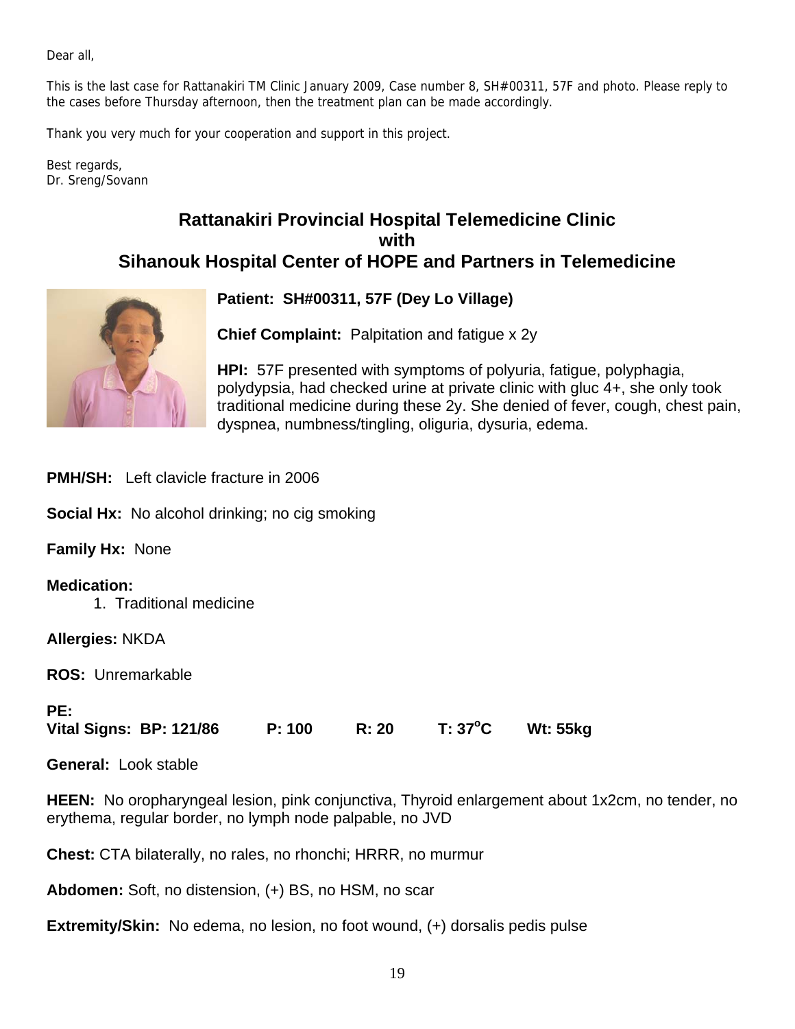Dear all,

This is the last case for Rattanakiri TM Clinic January 2009, Case number 8, SH#00311, 57F and photo. Please reply to the cases before Thursday afternoon, then the treatment plan can be made accordingly.

Thank you very much for your cooperation and support in this project.

Best regards,
Dr. Sreng/Sovann

## Rattanakiri Provincial Hospital Telemedicine Clinic with Sihanouk Hospital Center of HOPE and Partners in Telemedicine

**Patient: SH#00311, 57F (Dey Lo Village)**

**Chief Complaint:** Palpitation and fatigue x 2y

**HPI:** 57F presented with symptoms of polyuria, fatigue, polyphagia, polydypsia, had checked urine at private clinic with gluc 4+, she only took traditional medicine during these 2y. She denied of fever, cough, chest pain, dyspnea, numbness/tingling, oliguria, dysuria, edema.

**PMH/SH:** Left clavicle fracture in 2006

**Social Hx:** No alcohol drinking; no cig smoking

**Family Hx:** None

**Medication:**

1. Traditional medicine

**Allergies:** NKDA

**ROS:** Unremarkable

**PE:**

**Vital Signs: BP: 121/86 P: 100 R: 20 T: 37°C Wt: 55kg**

**General:** Look stable

**HEEN:** No oropharyngeal lesion, pink conjunctiva, Thyroid enlargement about 1x2cm, no tender, no erythema, regular border, no lymph node palpable, no JVD

**Chest:** CTA bilaterally, no rales, no rhonchi; HRRR, no murmur

**Abdomen:** Soft, no distension, (+) BS, no HSM, no scar

**Extremity/Skin:** No edema, no lesion, no foot wound, (+) dorsalis pedis pulse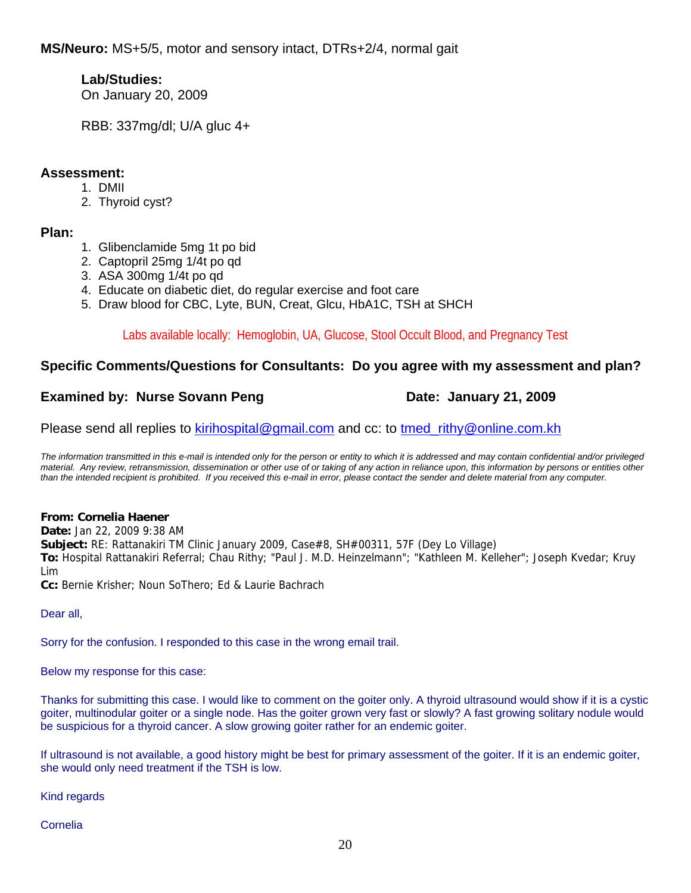**MS/Neuro:** MS+5/5, motor and sensory intact, DTRs+2/4, normal gait

**Lab/Studies:**
On January 20, 2009

RBB: 337mg/dl; U/A gluc 4+

**Assessment:**

1. DMII
2. Thyroid cyst?

**Plan:**

1. Glibenclamide 5mg 1t po bid
2. Captopril 25mg 1/4t po qd
3. ASA 300mg 1/4t po qd
4. Educate on diabetic diet, do regular exercise and foot care
5. Draw blood for CBC, Lyte, BUN, Creat, Glcu, HbA1C, TSH at SHCH

Labs available locally: Hemoglobin, UA, Glucose, Stool Occult Blood, and Pregnancy Test

**Specific Comments/Questions for Consultants: Do you agree with my assessment and plan?**

**Examined by: Nurse Sovann Peng** **Date: January 21, 2009**

Please send all replies to kirihospital@gmail.com and cc: to tmed_rithy@online.com.kh

*The information transmitted in this e-mail is intended only for the person or entity to which it is addressed and may contain confidential and/or privileged material. Any review, retransmission, dissemination or other use of or taking of any action in reliance upon, this information by persons or entities other than the intended recipient is prohibited. If you received this e-mail in error, please contact the sender and delete material from any computer.*

**From: Cornelia Haener**
**Date:** Jan 22, 2009 9:38 AM
**Subject:** RE: Rattanakiri TM Clinic January 2009, Case#8, SH#00311, 57F (Dey Lo Village)
**To:** Hospital Rattanakiri Referral; Chau Rithy; "Paul J. M.D. Heinzelmann"; "Kathleen M. Kelleher"; Joseph Kvedar; Kruy Lim
**Cc:** Bernie Krisher; Noun SoThero; Ed & Laurie Bachrach

Dear all,

Sorry for the confusion. I responded to this case in the wrong email trail.

Below my response for this case:

Thanks for submitting this case. I would like to comment on the goiter only. A thyroid ultrasound would show if it is a cystic goiter, multinodular goiter or a single node. Has the goiter grown very fast or slowly? A fast growing solitary nodule would be suspicious for a thyroid cancer. A slow growing goiter rather for an endemic goiter.

If ultrasound is not available, a good history might be best for primary assessment of the goiter. If it is an endemic goiter, she would only need treatment if the TSH is low.

Kind regards

Cornelia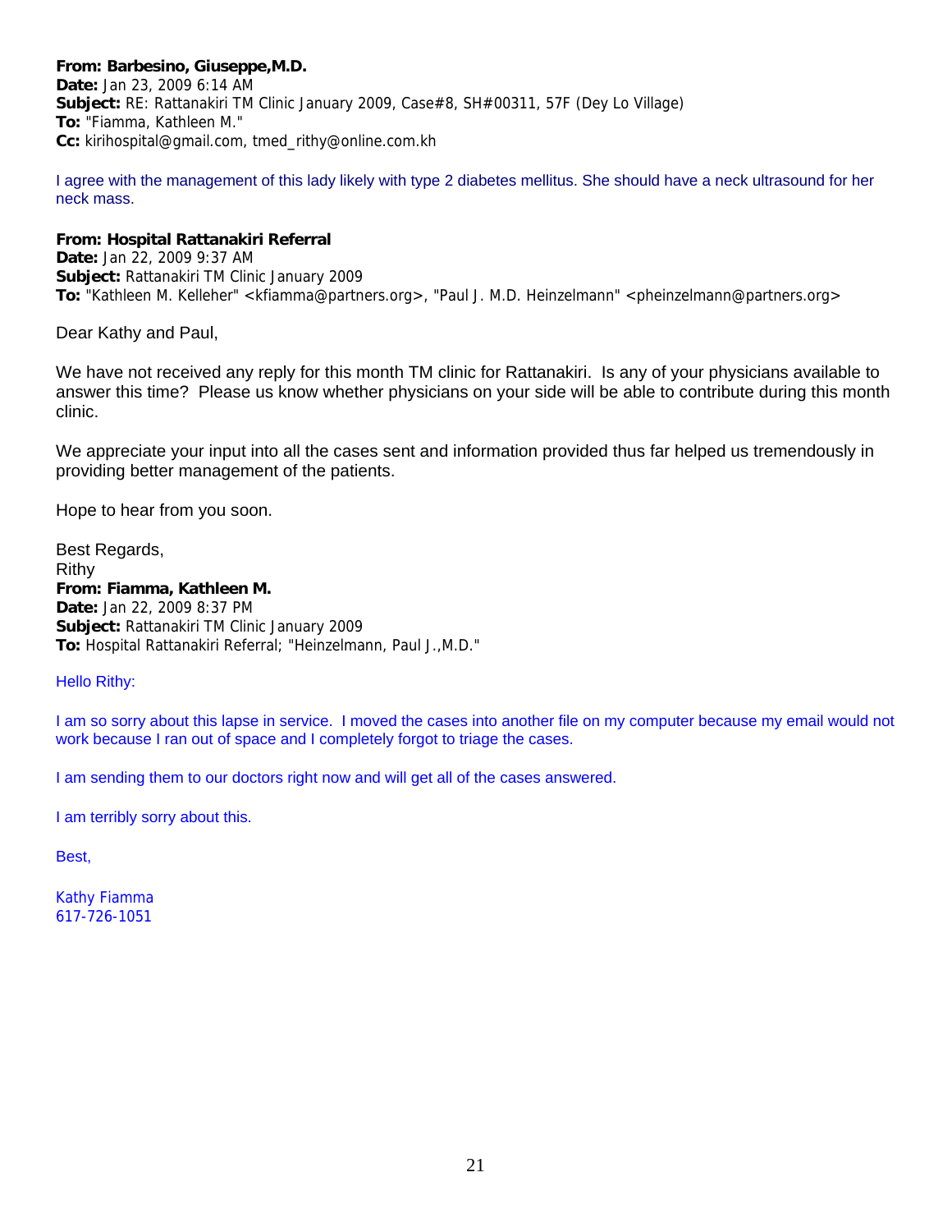**From: Barbesino, Giuseppe,M.D.**
**Date:** Jan 23, 2009 6:14 AM
**Subject:** RE: Rattanakiri TM Clinic January 2009, Case#8, SH#00311, 57F (Dey Lo Village)
**To:** "Fiamma, Kathleen M."
**Cc:** kirihospital@gmail.com, tmed_rithy@online.com.kh

I agree with the management of this lady likely with type 2 diabetes mellitus. She should have a neck ultrasound for her neck mass.

**From: Hospital Rattanakiri Referral**
**Date:** Jan 22, 2009 9:37 AM
**Subject:** Rattanakiri TM Clinic January 2009
**To:** "Kathleen M. Kelleher" <kfiamma@partners.org>, "Paul J. M.D. Heinzelmann" <pheinzelmann@partners.org>

Dear Kathy and Paul,

We have not received any reply for this month TM clinic for Rattanakiri. Is any of your physicians available to answer this time? Please us know whether physicians on your side will be able to contribute during this month clinic.

We appreciate your input into all the cases sent and information provided thus far helped us tremendously in providing better management of the patients.

Hope to hear from you soon.

Best Regards,
Rithy
**From: Fiamma, Kathleen M.**
**Date:** Jan 22, 2009 8:37 PM
**Subject:** Rattanakiri TM Clinic January 2009
**To:** Hospital Rattanakiri Referral; "Heinzelmann, Paul J.,M.D."

Hello Rithy:

I am so sorry about this lapse in service. I moved the cases into another file on my computer because my email would not work because I ran out of space and I completely forgot to triage the cases.

I am sending them to our doctors right now and will get all of the cases answered.

I am terribly sorry about this.

Best,

Kathy Fiamma
617-726-1051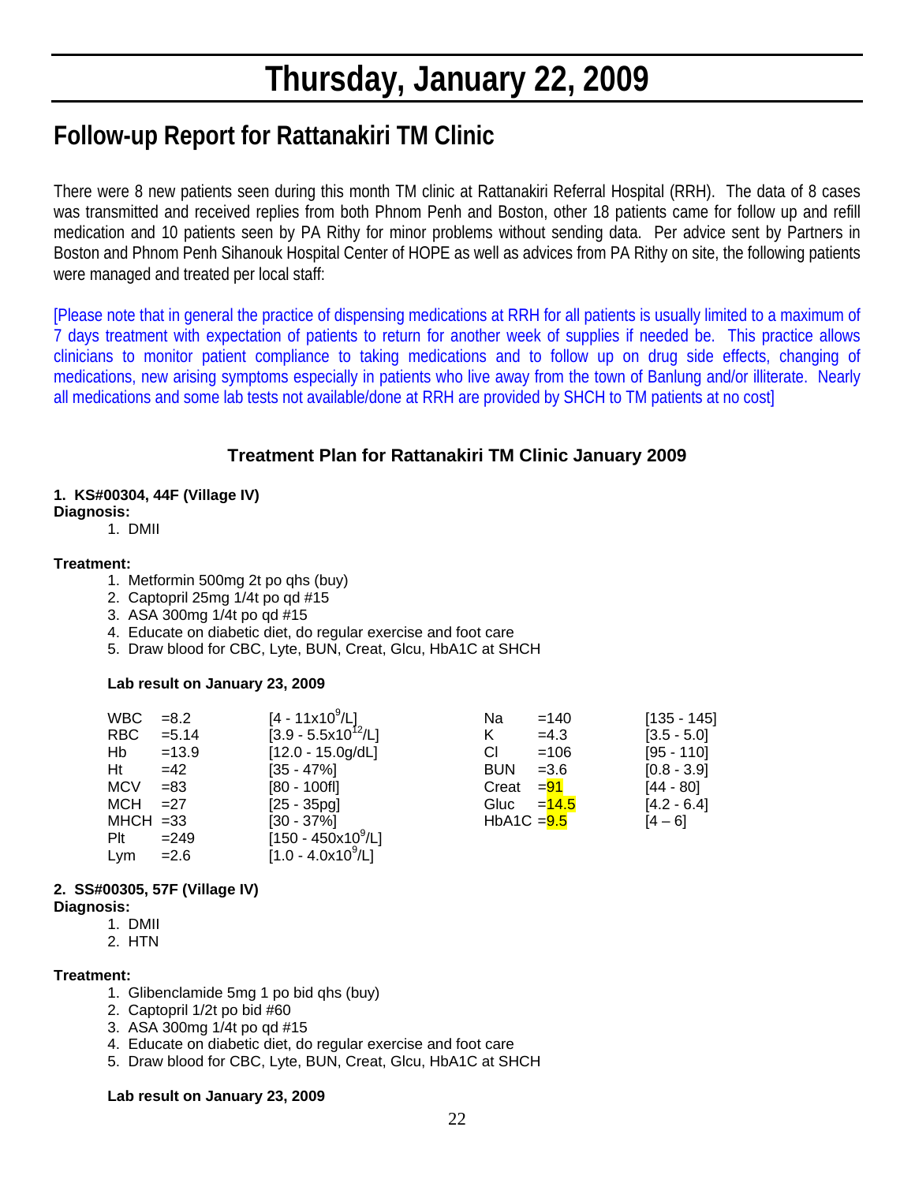# Thursday, January 22, 2009

## Follow-up Report for Rattanakiri TM Clinic

There were 8 new patients seen during this month TM clinic at Rattanakiri Referral Hospital (RRH). The data of 8 cases was transmitted and received replies from both Phnom Penh and Boston, other 18 patients came for follow up and refill medication and 10 patients seen by PA Rithy for minor problems without sending data. Per advice sent by Partners in Boston and Phnom Penh Sihanouk Hospital Center of HOPE as well as advices from PA Rithy on site, the following patients were managed and treated per local staff:

[Please note that in general the practice of dispensing medications at RRH for all patients is usually limited to a maximum of 7 days treatment with expectation of patients to return for another week of supplies if needed be. This practice allows clinicians to monitor patient compliance to taking medications and to follow up on drug side effects, changing of medications, new arising symptoms especially in patients who live away from the town of Banlung and/or illiterate. Nearly all medications and some lab tests not available/done at RRH are provided by SHCH to TM patients at no cost]

### Treatment Plan for Rattanakiri TM Clinic January 2009

**1. KS#00304, 44F (Village IV)**

**Diagnosis:**

1. DMII

**Treatment:**

1. Metformin 500mg 2t po qhs (buy)
2. Captopril 25mg 1/4t po qd #15
3. ASA 300mg 1/4t po qd #15
4. Educate on diabetic diet, do regular exercise and foot care
5. Draw blood for CBC, Lyte, BUN, Creat, Glcu, HbA1C at SHCH

**Lab result on January 23, 2009**

| | | | | | |
|---|---|---|---|---|---|
| WBC | =8.2 | [4 - 11x$10^9$/L] | Na | =140 | [135 - 145] |
| RBC | =5.14 | [3.9 - 5.5x$10^{12}$/L] | K | =4.3 | [3.5 - 5.0] |
| Hb | =13.9 | [12.0 - 15.0g/dL] | Cl | =106 | [95 - 110] |
| Ht | =42 | [35 - 47%] | BUN | =3.6 | [0.8 - 3.9] |
| MCV | =83 | [80 - 100fl] | Creat | =91 | [44 - 80] |
| MCH | =27 | [25 - 35pg] | Gluc | =14.5 | [4.2 - 6.4] |
| MHCH | =33 | [30 - 37%] | HbA1C | =9.5 | [4 – 6] |
| Plt | =249 | [150 - 450x$10^9$/L] | | | |
| Lym | =2.6 | [1.0 - 4.0x$10^9$/L] | | | |

**2. SS#00305, 57F (Village IV)**

**Diagnosis:**

1. DMII
2. HTN

**Treatment:**

1. Glibenclamide 5mg 1 po bid qhs (buy)
2. Captopril 1/2t po bid #60
3. ASA 300mg 1/4t po qd #15
4. Educate on diabetic diet, do regular exercise and foot care
5. Draw blood for CBC, Lyte, BUN, Creat, Glcu, HbA1C at SHCH

**Lab result on January 23, 2009**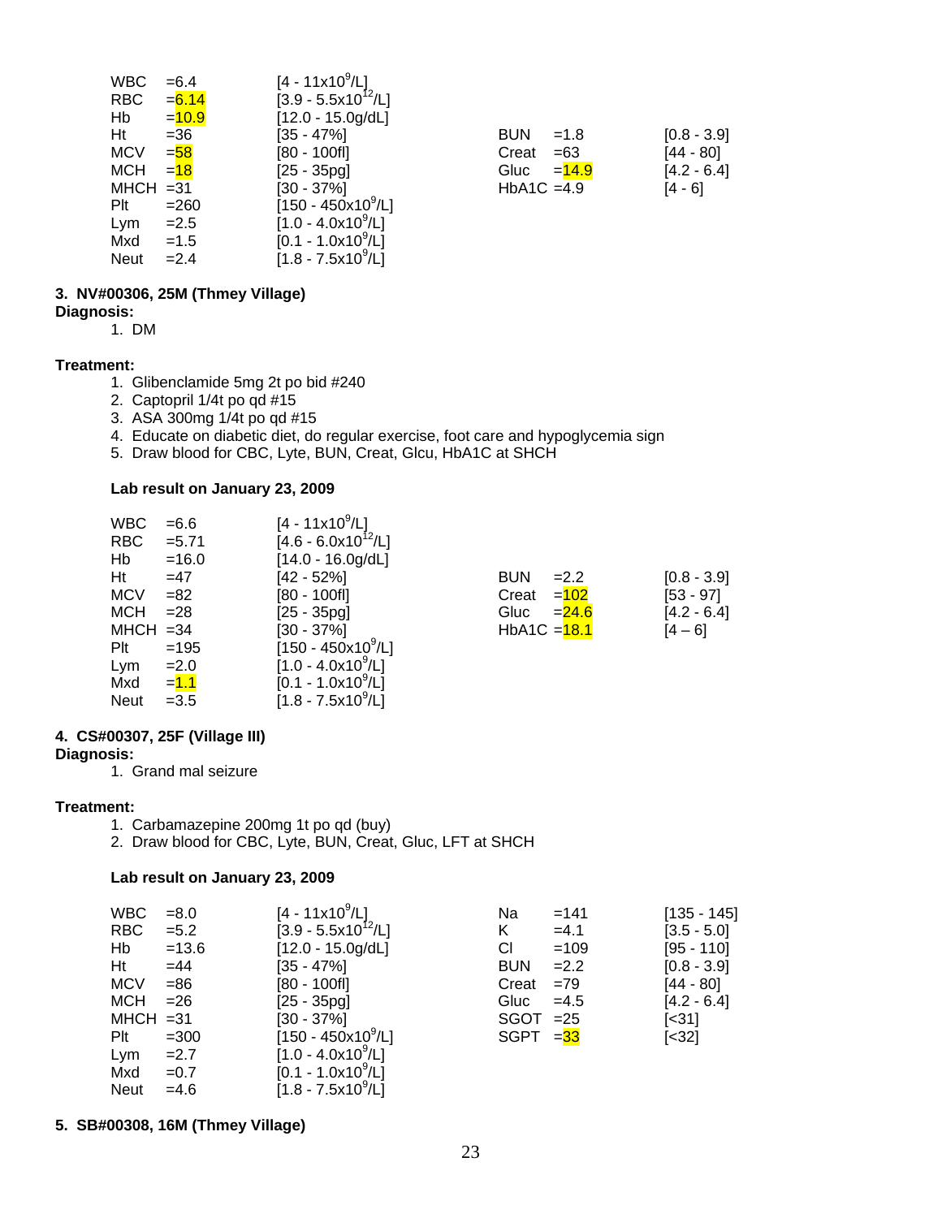| | | | | | |
|---|---|---|---|---|---|
| WBC | =6.4 | [4 - 11x10$^9$/L] | | | |
| RBC | =6.14 | [3.9 - 5.5x10$^{12}$/L] | | | |
| Hb | =10.9 | [12.0 - 15.0g/dL] | | | |
| Ht | =36 | [35 - 47%] | BUN | =1.8 | [0.8 - 3.9] |
| MCV | =58 | [80 - 100fl] | Creat | =63 | [44 - 80] |
| MCH | =18 | [25 - 35pg] | Gluc | =14.9 | [4.2 - 6.4] |
| MHCH | =31 | [30 - 37%] | HbA1C | =4.9 | [4 - 6] |
| Plt | =260 | [150 - 450x10$^9$/L] | | | |
| Lym | =2.5 | [1.0 - 4.0x10$^9$/L] | | | |
| Mxd | =1.5 | [0.1 - 1.0x10$^9$/L] | | | |
| Neut | =2.4 | [1.8 - 7.5x10$^9$/L] | | | |

**3. NV#00306, 25M (Thmey Village)**

**Diagnosis:**

1. DM

**Treatment:**

1. Glibenclamide 5mg 2t po bid #240
2. Captopril 1/4t po qd #15
3. ASA 300mg 1/4t po qd #15
4. Educate on diabetic diet, do regular exercise, foot care and hypoglycemia sign
5. Draw blood for CBC, Lyte, BUN, Creat, Glcu, HbA1C at SHCH

**Lab result on January 23, 2009**

| | | | | | |
|---|---|---|---|---|---|
| WBC | =6.6 | [4 - 11x10$^9$/L] | | | |
| RBC | =5.71 | [4.6 - 6.0x10$^{12}$/L] | | | |
| Hb | =16.0 | [14.0 - 16.0g/dL] | | | |
| Ht | =47 | [42 - 52%] | BUN | =2.2 | [0.8 - 3.9] |
| MCV | =82 | [80 - 100fl] | Creat | =102 | [53 - 97] |
| MCH | =28 | [25 - 35pg] | Gluc | =24.6 | [4.2 - 6.4] |
| MHCH | =34 | [30 - 37%] | HbA1C | =18.1 | [4 – 6] |
| Plt | =195 | [150 - 450x10$^9$/L] | | | |
| Lym | =2.0 | [1.0 - 4.0x10$^9$/L] | | | |
| Mxd | =1.1 | [0.1 - 1.0x10$^9$/L] | | | |
| Neut | =3.5 | [1.8 - 7.5x10$^9$/L] | | | |

**4. CS#00307, 25F (Village III)**

**Diagnosis:**

1. Grand mal seizure

**Treatment:**

1. Carbamazepine 200mg 1t po qd (buy)
2. Draw blood for CBC, Lyte, BUN, Creat, Gluc, LFT at SHCH

**Lab result on January 23, 2009**

| | | | | | |
|---|---|---|---|---|---|
| WBC | =8.0 | [4 - 11x10$^9$/L] | Na | =141 | [135 - 145] |
| RBC | =5.2 | [3.9 - 5.5x10$^{12}$/L] | K | =4.1 | [3.5 - 5.0] |
| Hb | =13.6 | [12.0 - 15.0g/dL] | Cl | =109 | [95 - 110] |
| Ht | =44 | [35 - 47%] | BUN | =2.2 | [0.8 - 3.9] |
| MCV | =86 | [80 - 100fl] | Creat | =79 | [44 - 80] |
| MCH | =26 | [25 - 35pg] | Gluc | =4.5 | [4.2 - 6.4] |
| MHCH | =31 | [30 - 37%] | SGOT | =25 | [<31] |
| Plt | =300 | [150 - 450x10$^9$/L] | SGPT | =33 | [<32] |
| Lym | =2.7 | [1.0 - 4.0x10$^9$/L] | | | |
| Mxd | =0.7 | [0.1 - 1.0x10$^9$/L] | | | |
| Neut | =4.6 | [1.8 - 7.5x10$^9$/L] | | | |

**5. SB#00308, 16M (Thmey Village)**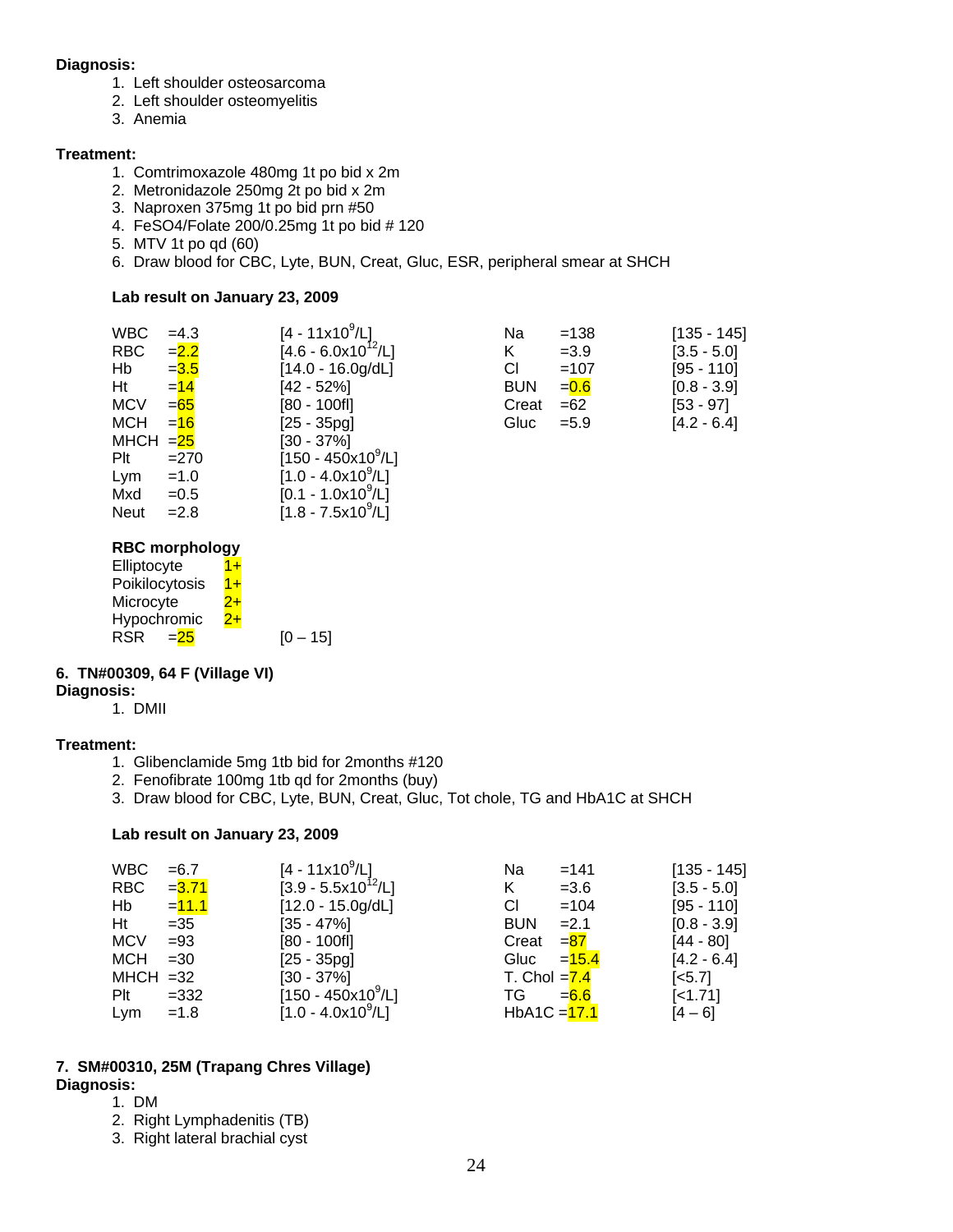**Diagnosis:**

1. Left shoulder osteosarcoma
2. Left shoulder osteomyelitis
3. Anemia

**Treatment:**

1. Comtrimoxazole 480mg 1t po bid x 2m
2. Metronidazole 250mg 2t po bid x 2m
3. Naproxen 375mg 1t po bid prn #50
4. FeSO4/Folate 200/0.25mg 1t po bid # 120
5. MTV 1t po qd (60)
6. Draw blood for CBC, Lyte, BUN, Creat, Gluc, ESR, peripheral smear at SHCH

**Lab result on January 23, 2009**

| Test | Result | Reference | Test | Result | Reference |
|---|---|---|---|---|---|
| WBC | =4.3 | [4 - 11x10$^9$/L] | Na | =138 | [135 - 145] |
| RBC | =2.2 | [4.6 - 6.0x10$^{12}$/L] | K | =3.9 | [3.5 - 5.0] |
| Hb | =3.5 | [14.0 - 16.0g/dL] | Cl | =107 | [95 - 110] |
| Ht | =14 | [42 - 52%] | BUN | =0.6 | [0.8 - 3.9] |
| MCV | =65 | [80 - 100fl] | Creat | =62 | [53 - 97] |
| MCH | =16 | [25 - 35pg] | Gluc | =5.9 | [4.2 - 6.4] |
| MHCH | =25 | [30 - 37%] | | | |
| Plt | =270 | [150 - 450x10$^9$/L] | | | |
| Lym | =1.0 | [1.0 - 4.0x10$^9$/L] | | | |
| Mxd | =0.5 | [0.1 - 1.0x10$^9$/L] | | | |
| Neut | =2.8 | [1.8 - 7.5x10$^9$/L] | | | |

**RBC morphology**

| | | |
|---|---|---|
| Elliptocyte | 1+ | |
| Poikilocytosis | 1+ | |
| Microcyte | 2+ | |
| Hypochromic | 2+ | |
| RSR | =25 | [0 – 15] |

**6. TN#00309, 64 F (Village VI)**

**Diagnosis:**

1. DMII

**Treatment:**

1. Glibenclamide 5mg 1tb bid for 2months #120
2. Fenofibrate 100mg 1tb qd for 2months (buy)
3. Draw blood for CBC, Lyte, BUN, Creat, Gluc, Tot chole, TG and HbA1C at SHCH

**Lab result on January 23, 2009**

| Test | Result | Reference | Test | Result | Reference |
|---|---|---|---|---|---|
| WBC | =6.7 | [4 - 11x10$^9$/L] | Na | =141 | [135 - 145] |
| RBC | =3.71 | [3.9 - 5.5x10$^{12}$/L] | K | =3.6 | [3.5 - 5.0] |
| Hb | =11.1 | [12.0 - 15.0g/dL] | Cl | =104 | [95 - 110] |
| Ht | =35 | [35 - 47%] | BUN | =2.1 | [0.8 - 3.9] |
| MCV | =93 | [80 - 100fl] | Creat | =87 | [44 - 80] |
| MCH | =30 | [25 - 35pg] | Gluc | =15.4 | [4.2 - 6.4] |
| MHCH | =32 | [30 - 37%] | T. Chol | =7.4 | [<5.7] |
| Plt | =332 | [150 - 450x10$^9$/L] | TG | =6.6 | [<1.71] |
| Lym | =1.8 | [1.0 - 4.0x10$^9$/L] | HbA1C | =17.1 | [4 – 6] |

**7. SM#00310, 25M (Trapang Chres Village)**

**Diagnosis:**

1. DM
2. Right Lymphadenitis (TB)
3. Right lateral brachial cyst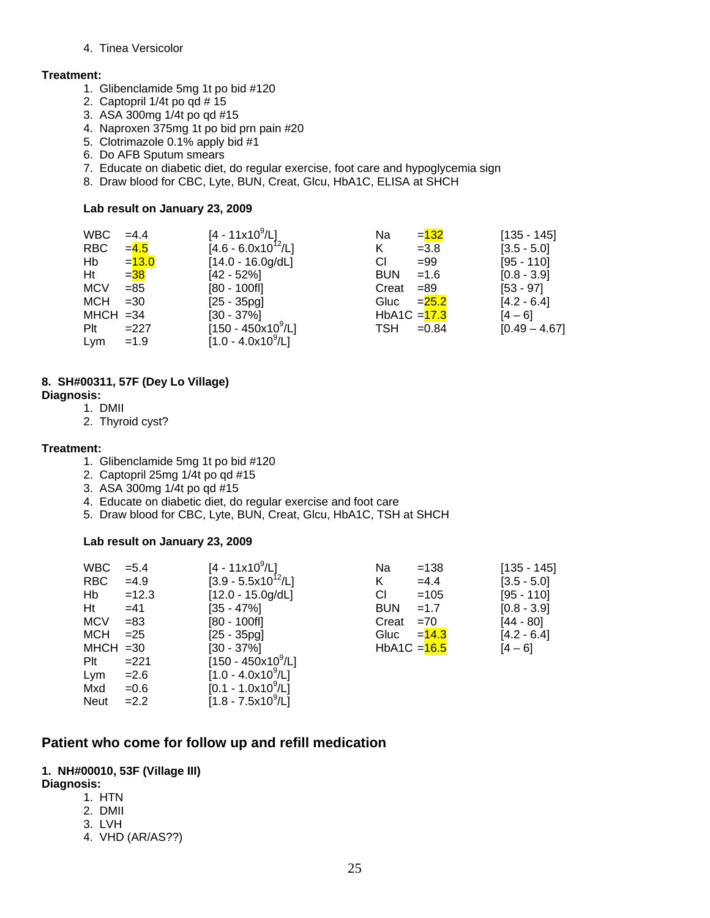4. Tinea Versicolor

**Treatment:**

1. Glibenclamide 5mg 1t po bid #120
2. Captopril 1/4t po qd # 15
3. ASA 300mg 1/4t po qd #15
4. Naproxen 375mg 1t po bid prn pain #20
5. Clotrimazole 0.1% apply bid #1
6. Do AFB Sputum smears
7. Educate on diabetic diet, do regular exercise, foot care and hypoglycemia sign
8. Draw blood for CBC, Lyte, BUN, Creat, Glcu, HbA1C, ELISA at SHCH

**Lab result on January 23, 2009**

| | | | | | |
|---|---|---|---|---|---|
| WBC | =4.4 | [4 - 11x10$^9$/L] | Na | =132 | [135 - 145] |
| RBC | =4.5 | [4.6 - 6.0x10$^{12}$/L] | K | =3.8 | [3.5 - 5.0] |
| Hb | =13.0 | [14.0 - 16.0g/dL] | Cl | =99 | [95 - 110] |
| Ht | =38 | [42 - 52%] | BUN | =1.6 | [0.8 - 3.9] |
| MCV | =85 | [80 - 100fl] | Creat | =89 | [53 - 97] |
| MCH | =30 | [25 - 35pg] | Gluc | =25.2 | [4.2 - 6.4] |
| MHCH | =34 | [30 - 37%] | HbA1C | =17.3 | [4 – 6] |
| Plt | =227 | [150 - 450x10$^9$/L] | TSH | =0.84 | [0.49 – 4.67] |
| Lym | =1.9 | [1.0 - 4.0x10$^9$/L] | | | |

**8. SH#00311, 57F (Dey Lo Village)**

**Diagnosis:**

1. DMII
2. Thyroid cyst?

**Treatment:**

1. Glibenclamide 5mg 1t po bid #120
2. Captopril 25mg 1/4t po qd #15
3. ASA 300mg 1/4t po qd #15
4. Educate on diabetic diet, do regular exercise and foot care
5. Draw blood for CBC, Lyte, BUN, Creat, Glcu, HbA1C, TSH at SHCH

**Lab result on January 23, 2009**

| | | | | | |
|---|---|---|---|---|---|
| WBC | =5.4 | [4 - 11x10$^9$/L] | Na | =138 | [135 - 145] |
| RBC | =4.9 | [3.9 - 5.5x10$^{12}$/L] | K | =4.4 | [3.5 - 5.0] |
| Hb | =12.3 | [12.0 - 15.0g/dL] | Cl | =105 | [95 - 110] |
| Ht | =41 | [35 - 47%] | BUN | =1.7 | [0.8 - 3.9] |
| MCV | =83 | [80 - 100fl] | Creat | =70 | [44 - 80] |
| MCH | =25 | [25 - 35pg] | Gluc | =14.3 | [4.2 - 6.4] |
| MHCH | =30 | [30 - 37%] | HbA1C | =16.5 | [4 – 6] |
| Plt | =221 | [150 - 450x10$^9$/L] | | | |
| Lym | =2.6 | [1.0 - 4.0x10$^9$/L] | | | |
| Mxd | =0.6 | [0.1 - 1.0x10$^9$/L] | | | |
| Neut | =2.2 | [1.8 - 7.5x10$^9$/L] | | | |

## Patient who come for follow up and refill medication

**1. NH#00010, 53F (Village III)**

**Diagnosis:**

1. HTN
2. DMII
3. LVH
4. VHD (AR/AS??)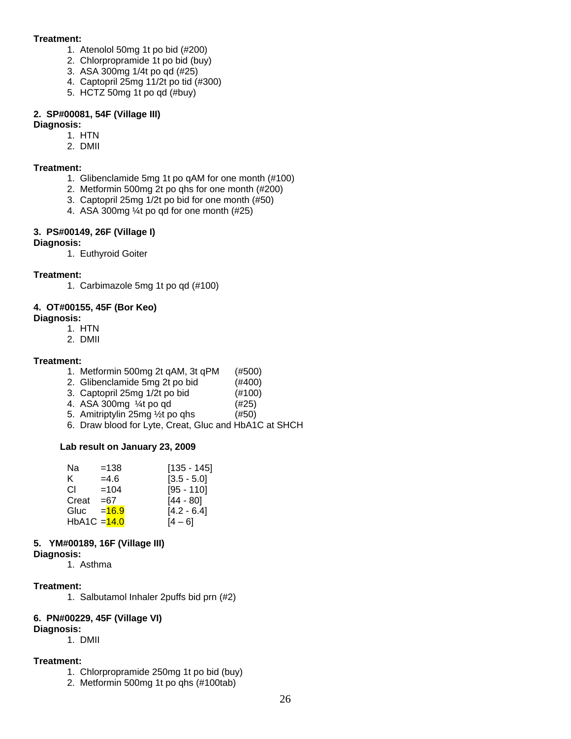**Treatment:**

1. Atenolol 50mg 1t po bid (#200)
2. Chlorpropramide 1t po bid (buy)
3. ASA 300mg 1/4t po qd (#25)
4. Captopril 25mg 11/2t po tid (#300)
5. HCTZ 50mg 1t po qd (#buy)

**2. SP#00081, 54F (Village III)**

**Diagnosis:**

1. HTN
2. DMII

**Treatment:**

1. Glibenclamide 5mg 1t po qAM for one month (#100)
2. Metformin 500mg 2t po qhs for one month (#200)
3. Captopril 25mg 1/2t po bid for one month (#50)
4. ASA 300mg ¼t po qd for one month (#25)

**3. PS#00149, 26F (Village I)**

**Diagnosis:**

1. Euthyroid Goiter

**Treatment:**

1. Carbimazole 5mg 1t po qd (#100)

**4. OT#00155, 45F (Bor Keo)**

**Diagnosis:**

1. HTN
2. DMII

**Treatment:**

1. Metformin 500mg 2t qAM, 3t qPM (#500)
2. Glibenclamide 5mg 2t po bid (#400)
3. Captopril 25mg 1/2t po bid (#100)
4. ASA 300mg ¼t po qd (#25)
5. Amitriptylin 25mg ½t po qhs (#50)
6. Draw blood for Lyte, Creat, Gluc and HbA1C at SHCH

**Lab result on January 23, 2009**

| Test | Result | Reference |
|---|---|---|
| Na | =138 | [135 - 145] |
| K | =4.6 | [3.5 - 5.0] |
| Cl | =104 | [95 - 110] |
| Creat | =67 | [44 - 80] |
| Gluc | =16.9 | [4.2 - 6.4] |
| HbA1C | =14.0 | [4 – 6] |

**5. YM#00189, 16F (Village III)**

**Diagnosis:**

1. Asthma

**Treatment:**

1. Salbutamol Inhaler 2puffs bid prn (#2)

**6. PN#00229, 45F (Village VI)**

**Diagnosis:**

1. DMII

**Treatment:**

1. Chlorpropramide 250mg 1t po bid (buy)
2. Metformin 500mg 1t po qhs (#100tab)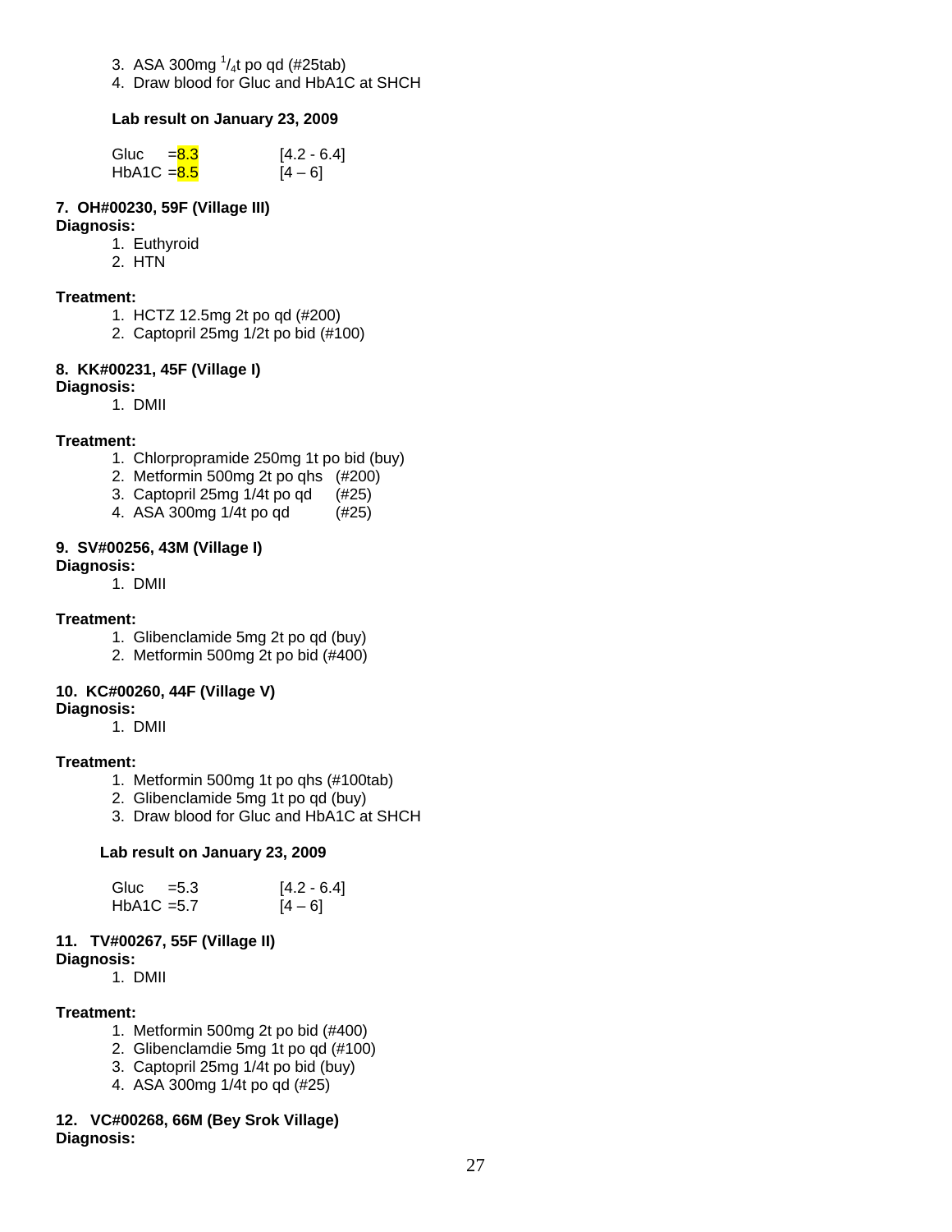3. ASA 300mg $^1/_4$t po qd (#25tab)
4. Draw blood for Gluc and HbA1C at SHCH

**Lab result on January 23, 2009**

| | | |
|---|---|---|
| Gluc | =8.3 | [4.2 - 6.4] |
| HbA1C | =8.5 | [4 – 6] |

**7. OH#00230, 59F (Village III)**

**Diagnosis:**

1. Euthyroid
2. HTN

**Treatment:**

1. HCTZ 12.5mg 2t po qd (#200)
2. Captopril 25mg 1/2t po bid (#100)

**8. KK#00231, 45F (Village I)**

**Diagnosis:**

1. DMII

**Treatment:**

1. Chlorpropramide 250mg 1t po bid (buy)
2. Metformin 500mg 2t po qhs (#200)
3. Captopril 25mg 1/4t po qd (#25)
4. ASA 300mg 1/4t po qd (#25)

**9. SV#00256, 43M (Village I)**

**Diagnosis:**

1. DMII

**Treatment:**

1. Glibenclamide 5mg 2t po qd (buy)
2. Metformin 500mg 2t po bid (#400)

**10. KC#00260, 44F (Village V)**

**Diagnosis:**

1. DMII

**Treatment:**

1. Metformin 500mg 1t po qhs (#100tab)
2. Glibenclamide 5mg 1t po qd (buy)
3. Draw blood for Gluc and HbA1C at SHCH

**Lab result on January 23, 2009**

| | | |
|---|---|---|
| Gluc | =5.3 | [4.2 - 6.4] |
| HbA1C | =5.7 | [4 – 6] |

**11. TV#00267, 55F (Village II)**

**Diagnosis:**

1. DMII

**Treatment:**

1. Metformin 500mg 2t po bid (#400)
2. Glibenclamdie 5mg 1t po qd (#100)
3. Captopril 25mg 1/4t po bid (buy)
4. ASA 300mg 1/4t po qd (#25)

**12. VC#00268, 66M (Bey Srok Village)**

**Diagnosis:**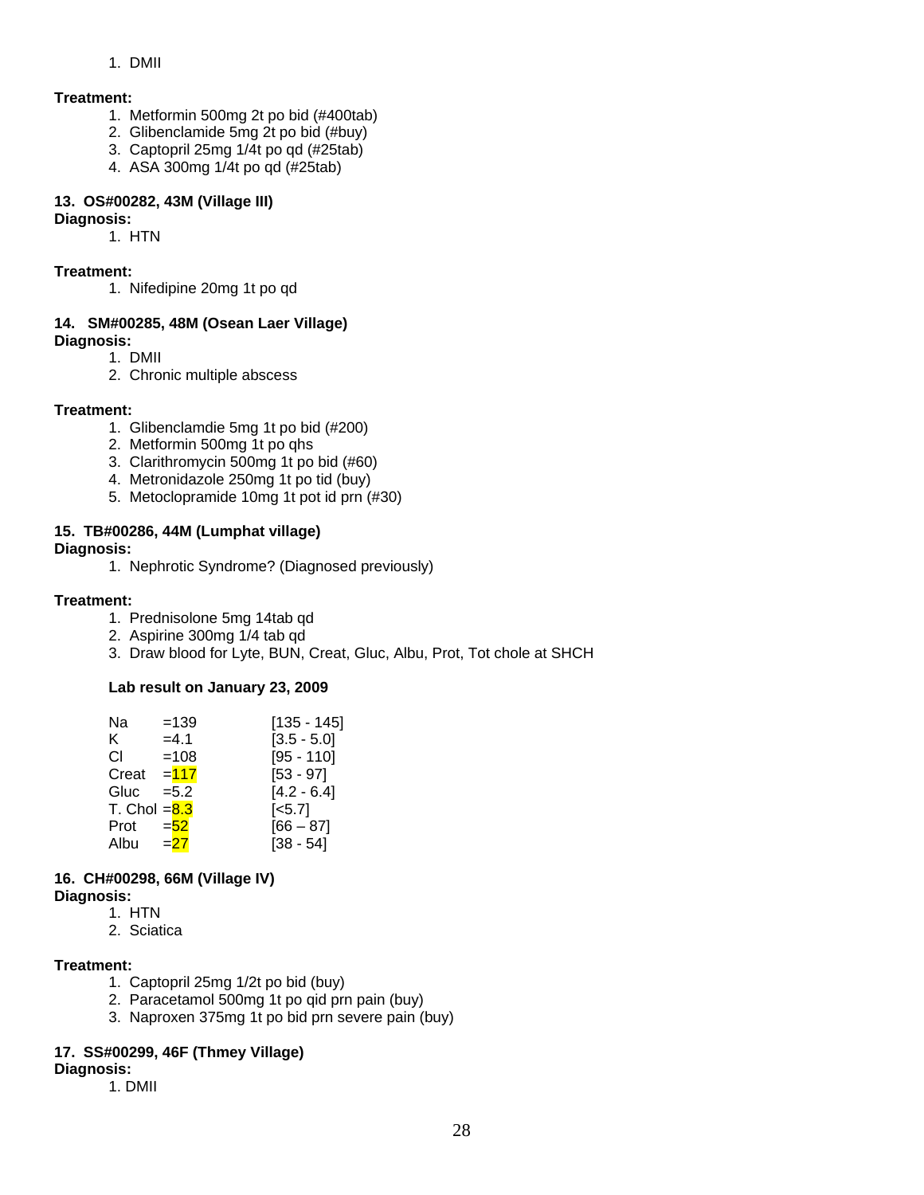1. DMII

**Treatment:**

1. Metformin 500mg 2t po bid (#400tab)
2. Glibenclamide 5mg 2t po bid (#buy)
3. Captopril 25mg 1/4t po qd (#25tab)
4. ASA 300mg 1/4t po qd (#25tab)

**13. OS#00282, 43M (Village III)**

**Diagnosis:**

1. HTN

**Treatment:**

1. Nifedipine 20mg 1t po qd

**14. SM#00285, 48M (Osean Laer Village)**

**Diagnosis:**

1. DMII
2. Chronic multiple abscess

**Treatment:**

1. Glibenclamdie 5mg 1t po bid (#200)
2. Metformin 500mg 1t po qhs
3. Clarithromycin 500mg 1t po bid (#60)
4. Metronidazole 250mg 1t po tid (buy)
5. Metoclopramide 10mg 1t pot id prn (#30)

**15. TB#00286, 44M (Lumphat village)**

**Diagnosis:**

1. Nephrotic Syndrome? (Diagnosed previously)

**Treatment:**

1. Prednisolone 5mg 14tab qd
2. Aspirine 300mg 1/4 tab qd
3. Draw blood for Lyte, BUN, Creat, Gluc, Albu, Prot, Tot chole at SHCH

**Lab result on January 23, 2009**

| Test | Result | Reference |
|---|---|---|
| Na | =139 | [135 - 145] |
| K | =4.1 | [3.5 - 5.0] |
| Cl | =108 | [95 - 110] |
| Creat | =117 | [53 - 97] |
| Gluc | =5.2 | [4.2 - 6.4] |
| T. Chol | =8.3 | [<5.7] |
| Prot | =52 | [66 – 87] |
| Albu | =27 | [38 - 54] |

**16. CH#00298, 66M (Village IV)**

**Diagnosis:**

1. HTN
2. Sciatica

**Treatment:**

1. Captopril 25mg 1/2t po bid (buy)
2. Paracetamol 500mg 1t po qid prn pain (buy)
3. Naproxen 375mg 1t po bid prn severe pain (buy)

**17. SS#00299, 46F (Thmey Village)**

**Diagnosis:**

1. DMII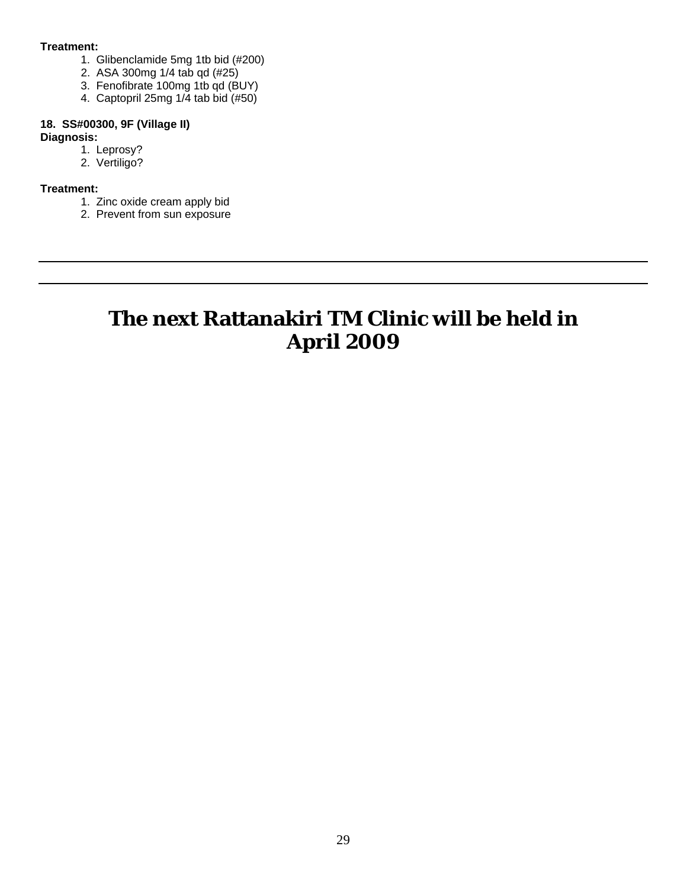**Treatment:**

1. Glibenclamide 5mg 1tb bid (#200)
2. ASA 300mg 1/4 tab qd (#25)
3. Fenofibrate 100mg 1tb qd (BUY)
4. Captopril 25mg 1/4 tab bid (#50)

**18. SS#00300, 9F (Village II)**

**Diagnosis:**

1. Leprosy?
2. Vertiligo?

**Treatment:**

1. Zinc oxide cream apply bid
2. Prevent from sun exposure

---

---

# The next Rattanakiri TM Clinic will be held in April 2009